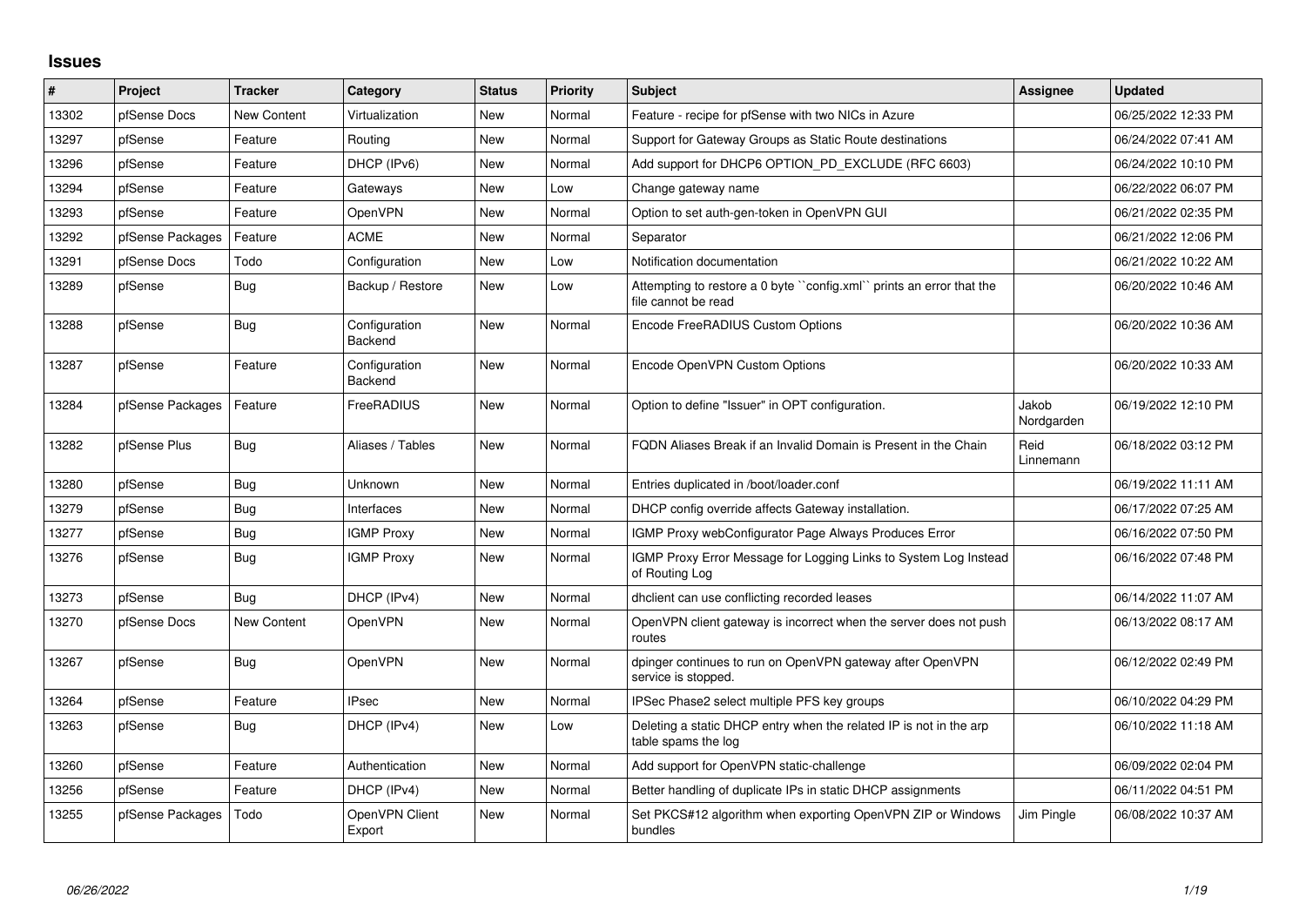## Issues

| # | Project | Tracker | Category | Status | Priority | Subject | Assignee | Updated |
|---|---|---|---|---|---|---|---|---|
| 13302 | pfSense Docs | New Content | Virtualization | New | Normal | Feature - recipe for pfSense with two NICs in Azure | | 06/25/2022 12:33 PM |
| 13297 | pfSense | Feature | Routing | New | Normal | Support for Gateway Groups as Static Route destinations | | 06/24/2022 07:41 AM |
| 13296 | pfSense | Feature | DHCP (IPv6) | New | Normal | Add support for DHCP6 OPTION_PD_EXCLUDE (RFC 6603) | | 06/24/2022 10:10 PM |
| 13294 | pfSense | Feature | Gateways | New | Low | Change gateway name | | 06/22/2022 06:07 PM |
| 13293 | pfSense | Feature | OpenVPN | New | Normal | Option to set auth-gen-token in OpenVPN GUI | | 06/21/2022 02:35 PM |
| 13292 | pfSense Packages | Feature | ACME | New | Normal | Separator | | 06/21/2022 12:06 PM |
| 13291 | pfSense Docs | Todo | Configuration | New | Low | Notification documentation | | 06/21/2022 10:22 AM |
| 13289 | pfSense | Bug | Backup / Restore | New | Low | Attempting to restore a 0 byte ``config.xml`` prints an error that the file cannot be read | | 06/20/2022 10:46 AM |
| 13288 | pfSense | Bug | Configuration Backend | New | Normal | Encode FreeRADIUS Custom Options | | 06/20/2022 10:36 AM |
| 13287 | pfSense | Feature | Configuration Backend | New | Normal | Encode OpenVPN Custom Options | | 06/20/2022 10:33 AM |
| 13284 | pfSense Packages | Feature | FreeRADIUS | New | Normal | Option to define "Issuer" in OPT configuration. | Jakob Nordgarden | 06/19/2022 12:10 PM |
| 13282 | pfSense Plus | Bug | Aliases / Tables | New | Normal | FQDN Aliases Break if an Invalid Domain is Present in the Chain | Reid Linnemann | 06/18/2022 03:12 PM |
| 13280 | pfSense | Bug | Unknown | New | Normal | Entries duplicated in /boot/loader.conf | | 06/19/2022 11:11 AM |
| 13279 | pfSense | Bug | Interfaces | New | Normal | DHCP config override affects Gateway installation. | | 06/17/2022 07:25 AM |
| 13277 | pfSense | Bug | IGMP Proxy | New | Normal | IGMP Proxy webConfigurator Page Always Produces Error | | 06/16/2022 07:50 PM |
| 13276 | pfSense | Bug | IGMP Proxy | New | Normal | IGMP Proxy Error Message for Logging Links to System Log Instead of Routing Log | | 06/16/2022 07:48 PM |
| 13273 | pfSense | Bug | DHCP (IPv4) | New | Normal | dhclient can use conflicting recorded leases | | 06/14/2022 11:07 AM |
| 13270 | pfSense Docs | New Content | OpenVPN | New | Normal | OpenVPN client gateway is incorrect when the server does not push routes | | 06/13/2022 08:17 AM |
| 13267 | pfSense | Bug | OpenVPN | New | Normal | dpinger continues to run on OpenVPN gateway after OpenVPN service is stopped. | | 06/12/2022 02:49 PM |
| 13264 | pfSense | Feature | IPsec | New | Normal | IPSec Phase2 select multiple PFS key groups | | 06/10/2022 04:29 PM |
| 13263 | pfSense | Bug | DHCP (IPv4) | New | Low | Deleting a static DHCP entry when the related IP is not in the arp table spams the log | | 06/10/2022 11:18 AM |
| 13260 | pfSense | Feature | Authentication | New | Normal | Add support for OpenVPN static-challenge | | 06/09/2022 02:04 PM |
| 13256 | pfSense | Feature | DHCP (IPv4) | New | Normal | Better handling of duplicate IPs in static DHCP assignments | | 06/11/2022 04:51 PM |
| 13255 | pfSense Packages | Todo | OpenVPN Client Export | New | Normal | Set PKCS#12 algorithm when exporting OpenVPN ZIP or Windows bundles | Jim Pingle | 06/08/2022 10:37 AM |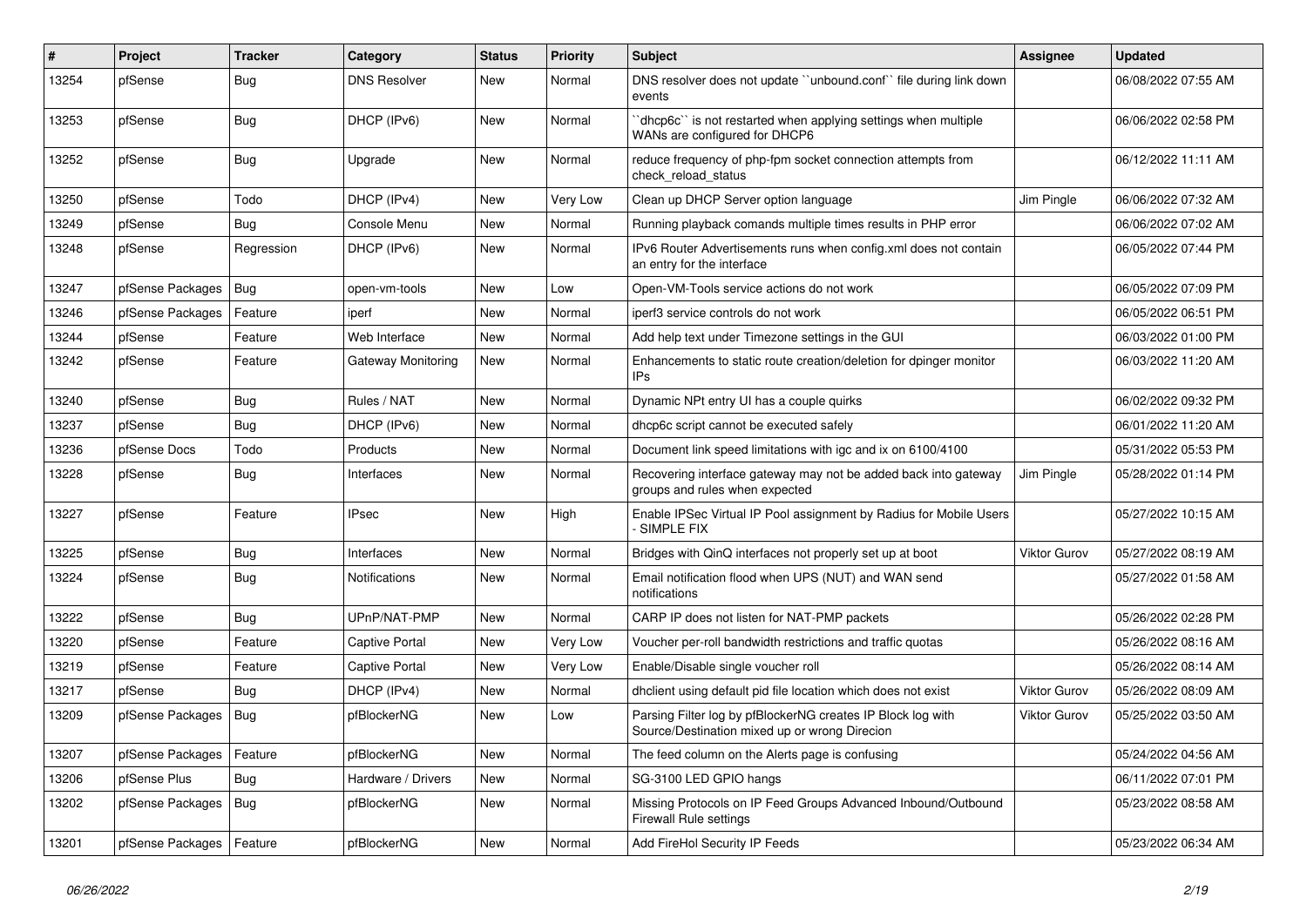| # | Project | Tracker | Category | Status | Priority | Subject | Assignee | Updated |
|---|---|---|---|---|---|---|---|---|
| 13254 | pfSense | Bug | DNS Resolver | New | Normal | DNS resolver does not update ``unbound.conf`` file during link down events | | 06/08/2022 07:55 AM |
| 13253 | pfSense | Bug | DHCP (IPv6) | New | Normal | ``dhcp6c`` is not restarted when applying settings when multiple WANs are configured for DHCP6 | | 06/06/2022 02:58 PM |
| 13252 | pfSense | Bug | Upgrade | New | Normal | reduce frequency of php-fpm socket connection attempts from check_reload_status | | 06/12/2022 11:11 AM |
| 13250 | pfSense | Todo | DHCP (IPv4) | New | Very Low | Clean up DHCP Server option language | Jim Pingle | 06/06/2022 07:32 AM |
| 13249 | pfSense | Bug | Console Menu | New | Normal | Running playback comands multiple times results in PHP error | | 06/06/2022 07:02 AM |
| 13248 | pfSense | Regression | DHCP (IPv6) | New | Normal | IPv6 Router Advertisements runs when config.xml does not contain an entry for the interface | | 06/05/2022 07:44 PM |
| 13247 | pfSense Packages | Bug | open-vm-tools | New | Low | Open-VM-Tools service actions do not work | | 06/05/2022 07:09 PM |
| 13246 | pfSense Packages | Feature | iperf | New | Normal | iperf3 service controls do not work | | 06/05/2022 06:51 PM |
| 13244 | pfSense | Feature | Web Interface | New | Normal | Add help text under Timezone settings in the GUI | | 06/03/2022 01:00 PM |
| 13242 | pfSense | Feature | Gateway Monitoring | New | Normal | Enhancements to static route creation/deletion for dpinger monitor IPs | | 06/03/2022 11:20 AM |
| 13240 | pfSense | Bug | Rules / NAT | New | Normal | Dynamic NPt entry UI has a couple quirks | | 06/02/2022 09:32 PM |
| 13237 | pfSense | Bug | DHCP (IPv6) | New | Normal | dhcp6c script cannot be executed safely | | 06/01/2022 11:20 AM |
| 13236 | pfSense Docs | Todo | Products | New | Normal | Document link speed limitations with igc and ix on 6100/4100 | | 05/31/2022 05:53 PM |
| 13228 | pfSense | Bug | Interfaces | New | Normal | Recovering interface gateway may not be added back into gateway groups and rules when expected | Jim Pingle | 05/28/2022 01:14 PM |
| 13227 | pfSense | Feature | IPsec | New | High | Enable IPSec Virtual IP Pool assignment by Radius for Mobile Users - SIMPLE FIX | | 05/27/2022 10:15 AM |
| 13225 | pfSense | Bug | Interfaces | New | Normal | Bridges with QinQ interfaces not properly set up at boot | Viktor Gurov | 05/27/2022 08:19 AM |
| 13224 | pfSense | Bug | Notifications | New | Normal | Email notification flood when UPS (NUT) and WAN send notifications | | 05/27/2022 01:58 AM |
| 13222 | pfSense | Bug | UPnP/NAT-PMP | New | Normal | CARP IP does not listen for NAT-PMP packets | | 05/26/2022 02:28 PM |
| 13220 | pfSense | Feature | Captive Portal | New | Very Low | Voucher per-roll bandwidth restrictions and traffic quotas | | 05/26/2022 08:16 AM |
| 13219 | pfSense | Feature | Captive Portal | New | Very Low | Enable/Disable single voucher roll | | 05/26/2022 08:14 AM |
| 13217 | pfSense | Bug | DHCP (IPv4) | New | Normal | dhclient using default pid file location which does not exist | Viktor Gurov | 05/26/2022 08:09 AM |
| 13209 | pfSense Packages | Bug | pfBlockerNG | New | Low | Parsing Filter log by pfBlockerNG creates IP Block log with Source/Destination mixed up or wrong Direcion | Viktor Gurov | 05/25/2022 03:50 AM |
| 13207 | pfSense Packages | Feature | pfBlockerNG | New | Normal | The feed column on the Alerts page is confusing | | 05/24/2022 04:56 AM |
| 13206 | pfSense Plus | Bug | Hardware / Drivers | New | Normal | SG-3100 LED GPIO hangs | | 06/11/2022 07:01 PM |
| 13202 | pfSense Packages | Bug | pfBlockerNG | New | Normal | Missing Protocols on IP Feed Groups Advanced Inbound/Outbound Firewall Rule settings | | 05/23/2022 08:58 AM |
| 13201 | pfSense Packages | Feature | pfBlockerNG | New | Normal | Add FireHol Security IP Feeds | | 05/23/2022 06:34 AM |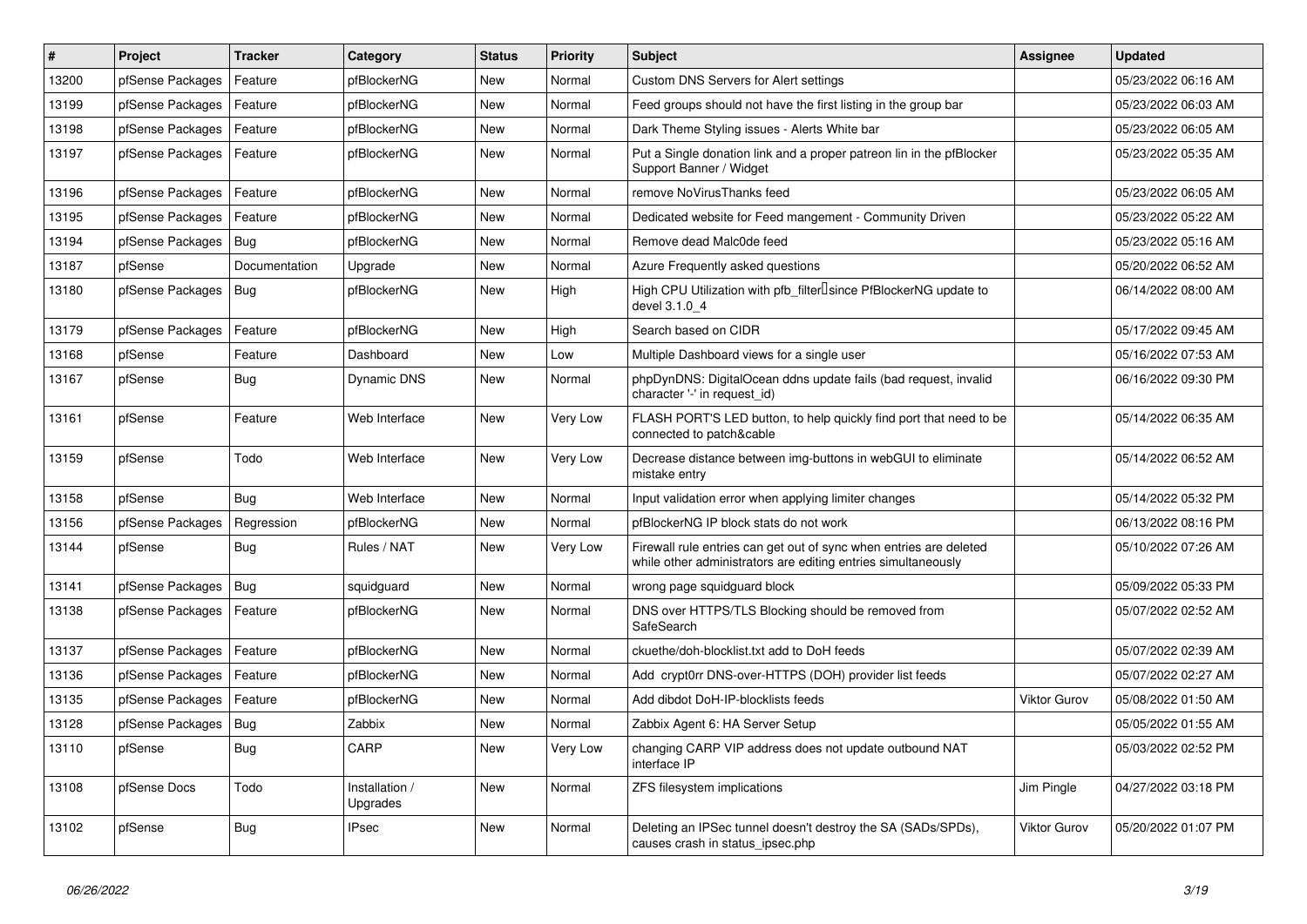| # | Project | Tracker | Category | Status | Priority | Subject | Assignee | Updated |
|---|---|---|---|---|---|---|---|---|
| 13200 | pfSense Packages | Feature | pfBlockerNG | New | Normal | Custom DNS Servers for Alert settings | | 05/23/2022 06:16 AM |
| 13199 | pfSense Packages | Feature | pfBlockerNG | New | Normal | Feed groups should not have the first listing in the group bar | | 05/23/2022 06:03 AM |
| 13198 | pfSense Packages | Feature | pfBlockerNG | New | Normal | Dark Theme Styling issues - Alerts White bar | | 05/23/2022 06:05 AM |
| 13197 | pfSense Packages | Feature | pfBlockerNG | New | Normal | Put a Single donation link and a proper patreon lin in the pfBlocker Support Banner / Widget | | 05/23/2022 05:35 AM |
| 13196 | pfSense Packages | Feature | pfBlockerNG | New | Normal | remove NoVirusThanks feed | | 05/23/2022 06:05 AM |
| 13195 | pfSense Packages | Feature | pfBlockerNG | New | Normal | Dedicated website for Feed mangement - Community Driven | | 05/23/2022 05:22 AM |
| 13194 | pfSense Packages | Bug | pfBlockerNG | New | Normal | Remove dead Malc0de feed | | 05/23/2022 05:16 AM |
| 13187 | pfSense | Documentation | Upgrade | New | Normal | Azure Frequently asked questions | | 05/20/2022 06:52 AM |
| 13180 | pfSense Packages | Bug | pfBlockerNG | New | High | High CPU Utilization with pfb_filter since PfBlockerNG update to devel 3.1.0_4 | | 06/14/2022 08:00 AM |
| 13179 | pfSense Packages | Feature | pfBlockerNG | New | High | Search based on CIDR | | 05/17/2022 09:45 AM |
| 13168 | pfSense | Feature | Dashboard | New | Low | Multiple Dashboard views for a single user | | 05/16/2022 07:53 AM |
| 13167 | pfSense | Bug | Dynamic DNS | New | Normal | phpDynDNS: DigitalOcean ddns update fails (bad request, invalid character '-' in request_id) | | 06/16/2022 09:30 PM |
| 13161 | pfSense | Feature | Web Interface | New | Very Low | FLASH PORT'S LED button, to help quickly find port that need to be connected to patch&cable | | 05/14/2022 06:35 AM |
| 13159 | pfSense | Todo | Web Interface | New | Very Low | Decrease distance between img-buttons in webGUI to eliminate mistake entry | | 05/14/2022 06:52 AM |
| 13158 | pfSense | Bug | Web Interface | New | Normal | Input validation error when applying limiter changes | | 05/14/2022 05:32 PM |
| 13156 | pfSense Packages | Regression | pfBlockerNG | New | Normal | pfBlockerNG IP block stats do not work | | 06/13/2022 08:16 PM |
| 13144 | pfSense | Bug | Rules / NAT | New | Very Low | Firewall rule entries can get out of sync when entries are deleted while other administrators are editing entries simultaneously | | 05/10/2022 07:26 AM |
| 13141 | pfSense Packages | Bug | squidguard | New | Normal | wrong page squidguard block | | 05/09/2022 05:33 PM |
| 13138 | pfSense Packages | Feature | pfBlockerNG | New | Normal | DNS over HTTPS/TLS Blocking should be removed from SafeSearch | | 05/07/2022 02:52 AM |
| 13137 | pfSense Packages | Feature | pfBlockerNG | New | Normal | ckuethe/doh-blocklist.txt add to DoH feeds | | 05/07/2022 02:39 AM |
| 13136 | pfSense Packages | Feature | pfBlockerNG | New | Normal | Add crypt0rr DNS-over-HTTPS (DOH) provider list feeds | | 05/07/2022 02:27 AM |
| 13135 | pfSense Packages | Feature | pfBlockerNG | New | Normal | Add dibdot DoH-IP-blocklists feeds | Viktor Gurov | 05/08/2022 01:50 AM |
| 13128 | pfSense Packages | Bug | Zabbix | New | Normal | Zabbix Agent 6: HA Server Setup | | 05/05/2022 01:55 AM |
| 13110 | pfSense | Bug | CARP | New | Very Low | changing CARP VIP address does not update outbound NAT interface IP | | 05/03/2022 02:52 PM |
| 13108 | pfSense Docs | Todo | Installation / Upgrades | New | Normal | ZFS filesystem implications | Jim Pingle | 04/27/2022 03:18 PM |
| 13102 | pfSense | Bug | IPsec | New | Normal | Deleting an IPSec tunnel doesn't destroy the SA (SADs/SPDs), causes crash in status_ipsec.php | Viktor Gurov | 05/20/2022 01:07 PM |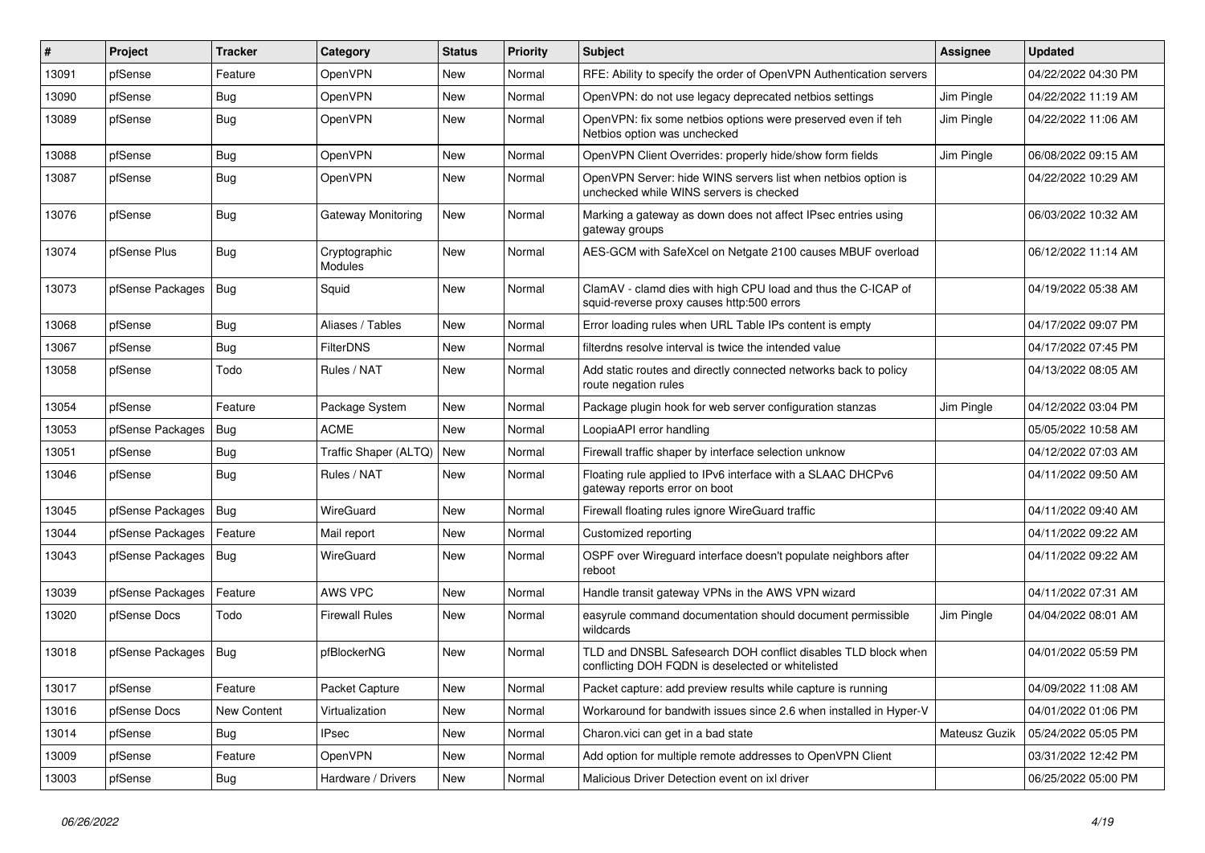| # | Project | Tracker | Category | Status | Priority | Subject | Assignee | Updated |
|---|---|---|---|---|---|---|---|---|
| 13091 | pfSense | Feature | OpenVPN | New | Normal | RFE: Ability to specify the order of OpenVPN Authentication servers | | 04/22/2022 04:30 PM |
| 13090 | pfSense | Bug | OpenVPN | New | Normal | OpenVPN: do not use legacy deprecated netbios settings | Jim Pingle | 04/22/2022 11:19 AM |
| 13089 | pfSense | Bug | OpenVPN | New | Normal | OpenVPN: fix some netbios options were preserved even if teh Netbios option was unchecked | Jim Pingle | 04/22/2022 11:06 AM |
| 13088 | pfSense | Bug | OpenVPN | New | Normal | OpenVPN Client Overrides: properly hide/show form fields | Jim Pingle | 06/08/2022 09:15 AM |
| 13087 | pfSense | Bug | OpenVPN | New | Normal | OpenVPN Server: hide WINS servers list when netbios option is unchecked while WINS servers is checked | | 04/22/2022 10:29 AM |
| 13076 | pfSense | Bug | Gateway Monitoring | New | Normal | Marking a gateway as down does not affect IPsec entries using gateway groups | | 06/03/2022 10:32 AM |
| 13074 | pfSense Plus | Bug | Cryptographic Modules | New | Normal | AES-GCM with SafeXcel on Netgate 2100 causes MBUF overload | | 06/12/2022 11:14 AM |
| 13073 | pfSense Packages | Bug | Squid | New | Normal | ClamAV - clamd dies with high CPU load and thus the C-ICAP of squid-reverse proxy causes http:500 errors | | 04/19/2022 05:38 AM |
| 13068 | pfSense | Bug | Aliases / Tables | New | Normal | Error loading rules when URL Table IPs content is empty | | 04/17/2022 09:07 PM |
| 13067 | pfSense | Bug | FilterDNS | New | Normal | filterdns resolve interval is twice the intended value | | 04/17/2022 07:45 PM |
| 13058 | pfSense | Todo | Rules / NAT | New | Normal | Add static routes and directly connected networks back to policy route negation rules | | 04/13/2022 08:05 AM |
| 13054 | pfSense | Feature | Package System | New | Normal | Package plugin hook for web server configuration stanzas | Jim Pingle | 04/12/2022 03:04 PM |
| 13053 | pfSense Packages | Bug | ACME | New | Normal | LoopiaAPI error handling | | 05/05/2022 10:58 AM |
| 13051 | pfSense | Bug | Traffic Shaper (ALTQ) | New | Normal | Firewall traffic shaper by interface selection unknow | | 04/12/2022 07:03 AM |
| 13046 | pfSense | Bug | Rules / NAT | New | Normal | Floating rule applied to IPv6 interface with a SLAAC DHCPv6 gateway reports error on boot | | 04/11/2022 09:50 AM |
| 13045 | pfSense Packages | Bug | WireGuard | New | Normal | Firewall floating rules ignore WireGuard traffic | | 04/11/2022 09:40 AM |
| 13044 | pfSense Packages | Feature | Mail report | New | Normal | Customized reporting | | 04/11/2022 09:22 AM |
| 13043 | pfSense Packages | Bug | WireGuard | New | Normal | OSPF over Wireguard interface doesn't populate neighbors after reboot | | 04/11/2022 09:22 AM |
| 13039 | pfSense Packages | Feature | AWS VPC | New | Normal | Handle transit gateway VPNs in the AWS VPN wizard | | 04/11/2022 07:31 AM |
| 13020 | pfSense Docs | Todo | Firewall Rules | New | Normal | easyrule command documentation should document permissible wildcards | Jim Pingle | 04/04/2022 08:01 AM |
| 13018 | pfSense Packages | Bug | pfBlockerNG | New | Normal | TLD and DNSBL Safesearch DOH conflict disables TLD block when conflicting DOH FQDN is deselected or whitelisted | | 04/01/2022 05:59 PM |
| 13017 | pfSense | Feature | Packet Capture | New | Normal | Packet capture: add preview results while capture is running | | 04/09/2022 11:08 AM |
| 13016 | pfSense Docs | New Content | Virtualization | New | Normal | Workaround for bandwith issues since 2.6 when installed in Hyper-V | | 04/01/2022 01:06 PM |
| 13014 | pfSense | Bug | IPsec | New | Normal | Charon.vici can get in a bad state | Mateusz Guzik | 05/24/2022 05:05 PM |
| 13009 | pfSense | Feature | OpenVPN | New | Normal | Add option for multiple remote addresses to OpenVPN Client | | 03/31/2022 12:42 PM |
| 13003 | pfSense | Bug | Hardware / Drivers | New | Normal | Malicious Driver Detection event on ixl driver | | 06/25/2022 05:00 PM |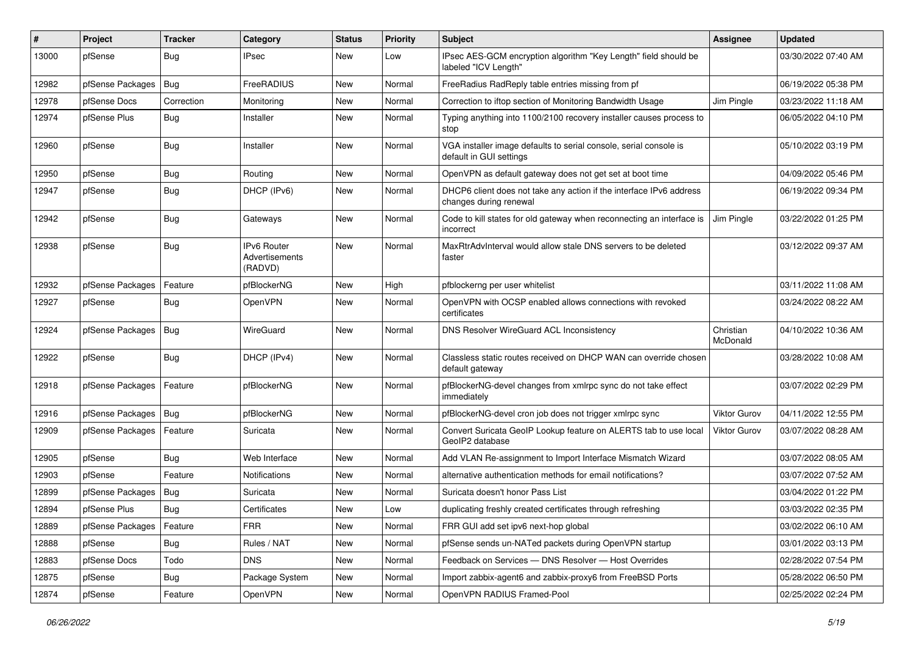| # | Project | Tracker | Category | Status | Priority | Subject | Assignee | Updated |
|---|---|---|---|---|---|---|---|---|
| 13000 | pfSense | Bug | IPsec | New | Low | IPsec AES-GCM encryption algorithm "Key Length" field should be labeled "ICV Length" | | 03/30/2022 07:40 AM |
| 12982 | pfSense Packages | Bug | FreeRADIUS | New | Normal | FreeRadius RadReply table entries missing from pf | | 06/19/2022 05:38 PM |
| 12978 | pfSense Docs | Correction | Monitoring | New | Normal | Correction to iftop section of Monitoring Bandwidth Usage | Jim Pingle | 03/23/2022 11:18 AM |
| 12974 | pfSense Plus | Bug | Installer | New | Normal | Typing anything into 1100/2100 recovery installer causes process to stop | | 06/05/2022 04:10 PM |
| 12960 | pfSense | Bug | Installer | New | Normal | VGA installer image defaults to serial console, serial console is default in GUI settings | | 05/10/2022 03:19 PM |
| 12950 | pfSense | Bug | Routing | New | Normal | OpenVPN as default gateway does not get set at boot time | | 04/09/2022 05:46 PM |
| 12947 | pfSense | Bug | DHCP (IPv6) | New | Normal | DHCP6 client does not take any action if the interface IPv6 address changes during renewal | | 06/19/2022 09:34 PM |
| 12942 | pfSense | Bug | Gateways | New | Normal | Code to kill states for old gateway when reconnecting an interface is incorrect | Jim Pingle | 03/22/2022 01:25 PM |
| 12938 | pfSense | Bug | IPv6 Router Advertisements (RADVD) | New | Normal | MaxRtrAdvInterval would allow stale DNS servers to be deleted faster | | 03/12/2022 09:37 AM |
| 12932 | pfSense Packages | Feature | pfBlockerNG | New | High | pfblockerng per user whitelist | | 03/11/2022 11:08 AM |
| 12927 | pfSense | Bug | OpenVPN | New | Normal | OpenVPN with OCSP enabled allows connections with revoked certificates | | 03/24/2022 08:22 AM |
| 12924 | pfSense Packages | Bug | WireGuard | New | Normal | DNS Resolver WireGuard ACL Inconsistency | Christian McDonald | 04/10/2022 10:36 AM |
| 12922 | pfSense | Bug | DHCP (IPv4) | New | Normal | Classless static routes received on DHCP WAN can override chosen default gateway | | 03/28/2022 10:08 AM |
| 12918 | pfSense Packages | Feature | pfBlockerNG | New | Normal | pfBlockerNG-devel changes from xmlrpc sync do not take effect immediately | | 03/07/2022 02:29 PM |
| 12916 | pfSense Packages | Bug | pfBlockerNG | New | Normal | pfBlockerNG-devel cron job does not trigger xmlrpc sync | Viktor Gurov | 04/11/2022 12:55 PM |
| 12909 | pfSense Packages | Feature | Suricata | New | Normal | Convert Suricata GeoIP Lookup feature on ALERTS tab to use local GeoIP2 database | Viktor Gurov | 03/07/2022 08:28 AM |
| 12905 | pfSense | Bug | Web Interface | New | Normal | Add VLAN Re-assignment to Import Interface Mismatch Wizard | | 03/07/2022 08:05 AM |
| 12903 | pfSense | Feature | Notifications | New | Normal | alternative authentication methods for email notifications? | | 03/07/2022 07:52 AM |
| 12899 | pfSense Packages | Bug | Suricata | New | Normal | Suricata doesn't honor Pass List | | 03/04/2022 01:22 PM |
| 12894 | pfSense Plus | Bug | Certificates | New | Low | duplicating freshly created certificates through refreshing | | 03/03/2022 02:35 PM |
| 12889 | pfSense Packages | Feature | FRR | New | Normal | FRR GUI add set ipv6 next-hop global | | 03/02/2022 06:10 AM |
| 12888 | pfSense | Bug | Rules / NAT | New | Normal | pfSense sends un-NATed packets during OpenVPN startup | | 03/01/2022 03:13 PM |
| 12883 | pfSense Docs | Todo | DNS | New | Normal | Feedback on Services — DNS Resolver — Host Overrides | | 02/28/2022 07:54 PM |
| 12875 | pfSense | Bug | Package System | New | Normal | Import zabbix-agent6 and zabbix-proxy6 from FreeBSD Ports | | 05/28/2022 06:50 PM |
| 12874 | pfSense | Feature | OpenVPN | New | Normal | OpenVPN RADIUS Framed-Pool | | 02/25/2022 02:24 PM |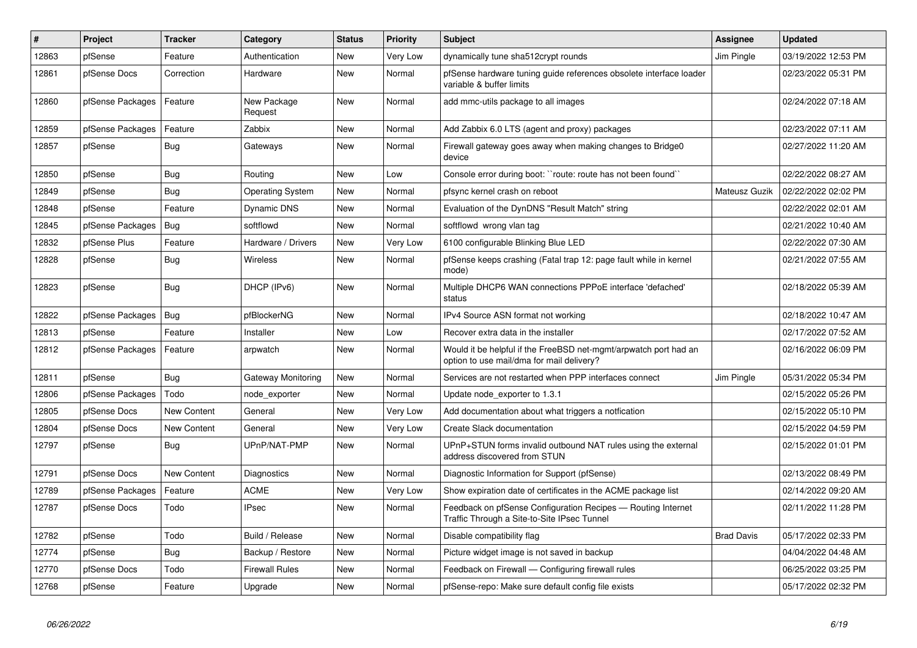| # | Project | Tracker | Category | Status | Priority | Subject | Assignee | Updated |
|---|---|---|---|---|---|---|---|---|
| 12863 | pfSense | Feature | Authentication | New | Very Low | dynamically tune sha512crypt rounds | Jim Pingle | 03/19/2022 12:53 PM |
| 12861 | pfSense Docs | Correction | Hardware | New | Normal | pfSense hardware tuning guide references obsolete interface loader variable & buffer limits | | 02/23/2022 05:31 PM |
| 12860 | pfSense Packages | Feature | New Package Request | New | Normal | add mmc-utils package to all images | | 02/24/2022 07:18 AM |
| 12859 | pfSense Packages | Feature | Zabbix | New | Normal | Add Zabbix 6.0 LTS (agent and proxy) packages | | 02/23/2022 07:11 AM |
| 12857 | pfSense | Bug | Gateways | New | Normal | Firewall gateway goes away when making changes to Bridge0 device | | 02/27/2022 11:20 AM |
| 12850 | pfSense | Bug | Routing | New | Low | Console error during boot: ``route: route has not been found`` | | 02/22/2022 08:27 AM |
| 12849 | pfSense | Bug | Operating System | New | Normal | pfsync kernel crash on reboot | Mateusz Guzik | 02/22/2022 02:02 PM |
| 12848 | pfSense | Feature | Dynamic DNS | New | Normal | Evaluation of the DynDNS "Result Match" string | | 02/22/2022 02:01 AM |
| 12845 | pfSense Packages | Bug | softflowd | New | Normal | softflowd wrong vlan tag | | 02/21/2022 10:40 AM |
| 12832 | pfSense Plus | Feature | Hardware / Drivers | New | Very Low | 6100 configurable Blinking Blue LED | | 02/22/2022 07:30 AM |
| 12828 | pfSense | Bug | Wireless | New | Normal | pfSense keeps crashing (Fatal trap 12: page fault while in kernel mode) | | 02/21/2022 07:55 AM |
| 12823 | pfSense | Bug | DHCP (IPv6) | New | Normal | Multiple DHCP6 WAN connections PPPoE interface 'defached' status | | 02/18/2022 05:39 AM |
| 12822 | pfSense Packages | Bug | pfBlockerNG | New | Normal | IPv4 Source ASN format not working | | 02/18/2022 10:47 AM |
| 12813 | pfSense | Feature | Installer | New | Low | Recover extra data in the installer | | 02/17/2022 07:52 AM |
| 12812 | pfSense Packages | Feature | arpwatch | New | Normal | Would it be helpful if the FreeBSD net-mgmt/arpwatch port had an option to use mail/dma for mail delivery? | | 02/16/2022 06:09 PM |
| 12811 | pfSense | Bug | Gateway Monitoring | New | Normal | Services are not restarted when PPP interfaces connect | Jim Pingle | 05/31/2022 05:34 PM |
| 12806 | pfSense Packages | Todo | node_exporter | New | Normal | Update node_exporter to 1.3.1 | | 02/15/2022 05:26 PM |
| 12805 | pfSense Docs | New Content | General | New | Very Low | Add documentation about what triggers a notfication | | 02/15/2022 05:10 PM |
| 12804 | pfSense Docs | New Content | General | New | Very Low | Create Slack documentation | | 02/15/2022 04:59 PM |
| 12797 | pfSense | Bug | UPnP/NAT-PMP | New | Normal | UPnP+STUN forms invalid outbound NAT rules using the external address discovered from STUN | | 02/15/2022 01:01 PM |
| 12791 | pfSense Docs | New Content | Diagnostics | New | Normal | Diagnostic Information for Support (pfSense) | | 02/13/2022 08:49 PM |
| 12789 | pfSense Packages | Feature | ACME | New | Very Low | Show expiration date of certificates in the ACME package list | | 02/14/2022 09:20 AM |
| 12787 | pfSense Docs | Todo | IPsec | New | Normal | Feedback on pfSense Configuration Recipes — Routing Internet Traffic Through a Site-to-Site IPsec Tunnel | | 02/11/2022 11:28 PM |
| 12782 | pfSense | Todo | Build / Release | New | Normal | Disable compatibility flag | Brad Davis | 05/17/2022 02:33 PM |
| 12774 | pfSense | Bug | Backup / Restore | New | Normal | Picture widget image is not saved in backup | | 04/04/2022 04:48 AM |
| 12770 | pfSense Docs | Todo | Firewall Rules | New | Normal | Feedback on Firewall — Configuring firewall rules | | 06/25/2022 03:25 PM |
| 12768 | pfSense | Feature | Upgrade | New | Normal | pfSense-repo: Make sure default config file exists | | 05/17/2022 02:32 PM |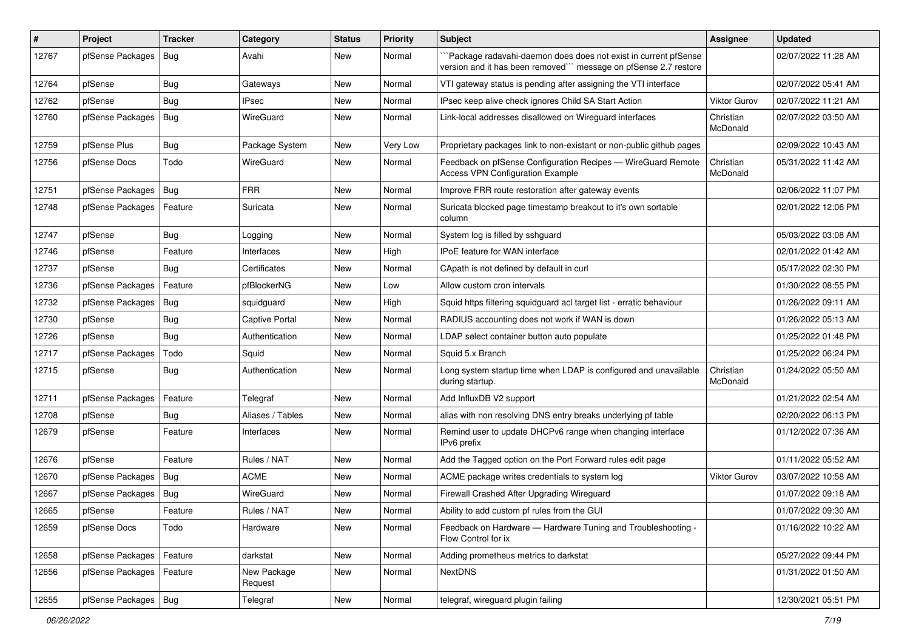| # | Project | Tracker | Category | Status | Priority | Subject | Assignee | Updated |
|---|---|---|---|---|---|---|---|---|
| 12767 | pfSense Packages | Bug | Avahi | New | Normal | ```Package radavahi-daemon does does not exist in current pfSense version and it has been removed``` message on pfSense 2.7 restore | | 02/07/2022 11:28 AM |
| 12764 | pfSense | Bug | Gateways | New | Normal | VTI gateway status is pending after assigning the VTI interface | | 02/07/2022 05:41 AM |
| 12762 | pfSense | Bug | IPsec | New | Normal | IPsec keep alive check ignores Child SA Start Action | Viktor Gurov | 02/07/2022 11:21 AM |
| 12760 | pfSense Packages | Bug | WireGuard | New | Normal | Link-local addresses disallowed on Wireguard interfaces | Christian McDonald | 02/07/2022 03:50 AM |
| 12759 | pfSense Plus | Bug | Package System | New | Very Low | Proprietary packages link to non-existant or non-public github pages | | 02/09/2022 10:43 AM |
| 12756 | pfSense Docs | Todo | WireGuard | New | Normal | Feedback on pfSense Configuration Recipes — WireGuard Remote Access VPN Configuration Example | Christian McDonald | 05/31/2022 11:42 AM |
| 12751 | pfSense Packages | Bug | FRR | New | Normal | Improve FRR route restoration after gateway events | | 02/06/2022 11:07 PM |
| 12748 | pfSense Packages | Feature | Suricata | New | Normal | Suricata blocked page timestamp breakout to it's own sortable column | | 02/01/2022 12:06 PM |
| 12747 | pfSense | Bug | Logging | New | Normal | System log is filled by sshguard | | 05/03/2022 03:08 AM |
| 12746 | pfSense | Feature | Interfaces | New | High | IPoE feature for WAN interface | | 02/01/2022 01:42 AM |
| 12737 | pfSense | Bug | Certificates | New | Normal | CApath is not defined by default in curl | | 05/17/2022 02:30 PM |
| 12736 | pfSense Packages | Feature | pfBlockerNG | New | Low | Allow custom cron intervals | | 01/30/2022 08:55 PM |
| 12732 | pfSense Packages | Bug | squidguard | New | High | Squid https filtering squidguard acl target list - erratic behaviour | | 01/26/2022 09:11 AM |
| 12730 | pfSense | Bug | Captive Portal | New | Normal | RADIUS accounting does not work if WAN is down | | 01/26/2022 05:13 AM |
| 12726 | pfSense | Bug | Authentication | New | Normal | LDAP select container button auto populate | | 01/25/2022 01:48 PM |
| 12717 | pfSense Packages | Todo | Squid | New | Normal | Squid 5.x Branch | | 01/25/2022 06:24 PM |
| 12715 | pfSense | Bug | Authentication | New | Normal | Long system startup time when LDAP is configured and unavailable during startup. | Christian McDonald | 01/24/2022 05:50 AM |
| 12711 | pfSense Packages | Feature | Telegraf | New | Normal | Add InfluxDB V2 support | | 01/21/2022 02:54 AM |
| 12708 | pfSense | Bug | Aliases / Tables | New | Normal | alias with non resolving DNS entry breaks underlying pf table | | 02/20/2022 06:13 PM |
| 12679 | pfSense | Feature | Interfaces | New | Normal | Remind user to update DHCPv6 range when changing interface IPv6 prefix | | 01/12/2022 07:36 AM |
| 12676 | pfSense | Feature | Rules / NAT | New | Normal | Add the Tagged option on the Port Forward rules edit page | | 01/11/2022 05:52 AM |
| 12670 | pfSense Packages | Bug | ACME | New | Normal | ACME package writes credentials to system log | Viktor Gurov | 03/07/2022 10:58 AM |
| 12667 | pfSense Packages | Bug | WireGuard | New | Normal | Firewall Crashed After Upgrading Wireguard | | 01/07/2022 09:18 AM |
| 12665 | pfSense | Feature | Rules / NAT | New | Normal | Ability to add custom pf rules from the GUI | | 01/07/2022 09:30 AM |
| 12659 | pfSense Docs | Todo | Hardware | New | Normal | Feedback on Hardware — Hardware Tuning and Troubleshooting - Flow Control for ix | | 01/16/2022 10:22 AM |
| 12658 | pfSense Packages | Feature | darkstat | New | Normal | Adding prometheus metrics to darkstat | | 05/27/2022 09:44 PM |
| 12656 | pfSense Packages | Feature | New Package Request | New | Normal | NextDNS | | 01/31/2022 01:50 AM |
| 12655 | pfSense Packages | Bug | Telegraf | New | Normal | telegraf, wireguard plugin failing | | 12/30/2021 05:51 PM |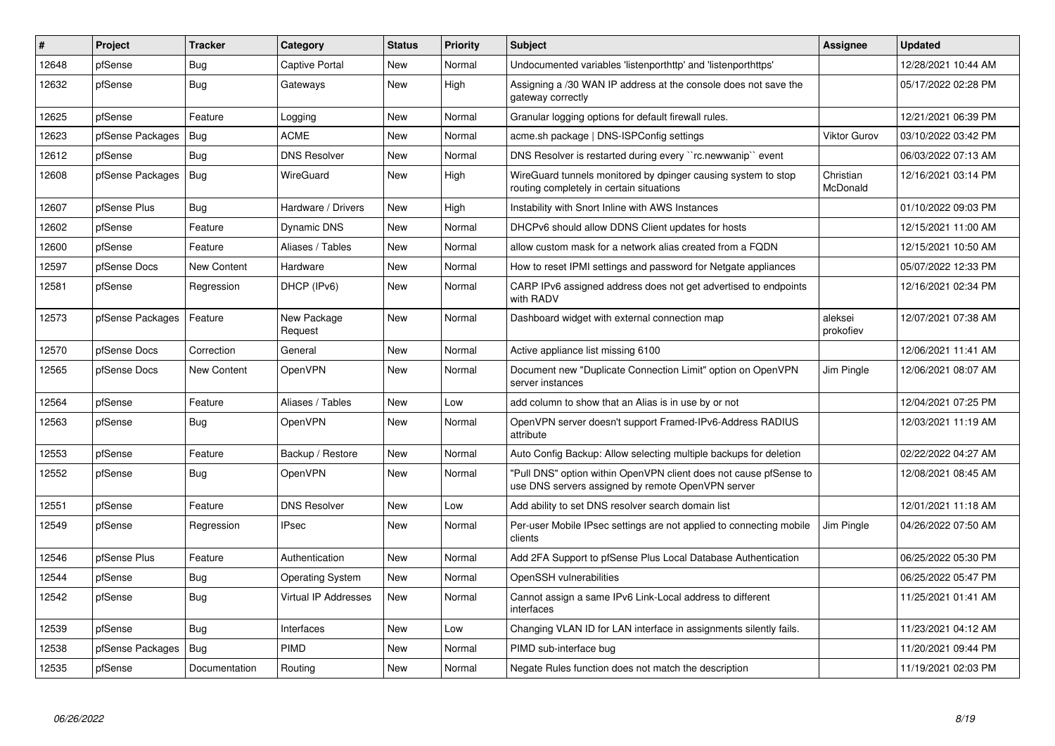| # | Project | Tracker | Category | Status | Priority | Subject | Assignee | Updated |
|---|---|---|---|---|---|---|---|---|
| 12648 | pfSense | Bug | Captive Portal | New | Normal | Undocumented variables 'listenporthttp' and 'listenporthttps' | | 12/28/2021 10:44 AM |
| 12632 | pfSense | Bug | Gateways | New | High | Assigning a /30 WAN IP address at the console does not save the gateway correctly | | 05/17/2022 02:28 PM |
| 12625 | pfSense | Feature | Logging | New | Normal | Granular logging options for default firewall rules. | | 12/21/2021 06:39 PM |
| 12623 | pfSense Packages | Bug | ACME | New | Normal | acme.sh package \| DNS-ISPConfig settings | Viktor Gurov | 03/10/2022 03:42 PM |
| 12612 | pfSense | Bug | DNS Resolver | New | Normal | DNS Resolver is restarted during every ``rc.newwanip`` event | | 06/03/2022 07:13 AM |
| 12608 | pfSense Packages | Bug | WireGuard | New | High | WireGuard tunnels monitored by dpinger causing system to stop routing completely in certain situations | Christian McDonald | 12/16/2021 03:14 PM |
| 12607 | pfSense Plus | Bug | Hardware / Drivers | New | High | Instability with Snort Inline with AWS Instances | | 01/10/2022 09:03 PM |
| 12602 | pfSense | Feature | Dynamic DNS | New | Normal | DHCPv6 should allow DDNS Client updates for hosts | | 12/15/2021 11:00 AM |
| 12600 | pfSense | Feature | Aliases / Tables | New | Normal | allow custom mask for a network alias created from a FQDN | | 12/15/2021 10:50 AM |
| 12597 | pfSense Docs | New Content | Hardware | New | Normal | How to reset IPMI settings and password for Netgate appliances | | 05/07/2022 12:33 PM |
| 12581 | pfSense | Regression | DHCP (IPv6) | New | Normal | CARP IPv6 assigned address does not get advertised to endpoints with RADV | | 12/16/2021 02:34 PM |
| 12573 | pfSense Packages | Feature | New Package Request | New | Normal | Dashboard widget with external connection map | aleksei prokofiev | 12/07/2021 07:38 AM |
| 12570 | pfSense Docs | Correction | General | New | Normal | Active appliance list missing 6100 | | 12/06/2021 11:41 AM |
| 12565 | pfSense Docs | New Content | OpenVPN | New | Normal | Document new "Duplicate Connection Limit" option on OpenVPN server instances | Jim Pingle | 12/06/2021 08:07 AM |
| 12564 | pfSense | Feature | Aliases / Tables | New | Low | add column to show that an Alias is in use by or not | | 12/04/2021 07:25 PM |
| 12563 | pfSense | Bug | OpenVPN | New | Normal | OpenVPN server doesn't support Framed-IPv6-Address RADIUS attribute | | 12/03/2021 11:19 AM |
| 12553 | pfSense | Feature | Backup / Restore | New | Normal | Auto Config Backup: Allow selecting multiple backups for deletion | | 02/22/2022 04:27 AM |
| 12552 | pfSense | Bug | OpenVPN | New | Normal | "Pull DNS" option within OpenVPN client does not cause pfSense to use DNS servers assigned by remote OpenVPN server | | 12/08/2021 08:45 AM |
| 12551 | pfSense | Feature | DNS Resolver | New | Low | Add ability to set DNS resolver search domain list | | 12/01/2021 11:18 AM |
| 12549 | pfSense | Regression | IPsec | New | Normal | Per-user Mobile IPsec settings are not applied to connecting mobile clients | Jim Pingle | 04/26/2022 07:50 AM |
| 12546 | pfSense Plus | Feature | Authentication | New | Normal | Add 2FA Support to pfSense Plus Local Database Authentication | | 06/25/2022 05:30 PM |
| 12544 | pfSense | Bug | Operating System | New | Normal | OpenSSH vulnerabilities | | 06/25/2022 05:47 PM |
| 12542 | pfSense | Bug | Virtual IP Addresses | New | Normal | Cannot assign a same IPv6 Link-Local address to different interfaces | | 11/25/2021 01:41 AM |
| 12539 | pfSense | Bug | Interfaces | New | Low | Changing VLAN ID for LAN interface in assignments silently fails. | | 11/23/2021 04:12 AM |
| 12538 | pfSense Packages | Bug | PIMD | New | Normal | PIMD sub-interface bug | | 11/20/2021 09:44 PM |
| 12535 | pfSense | Documentation | Routing | New | Normal | Negate Rules function does not match the description | | 11/19/2021 02:03 PM |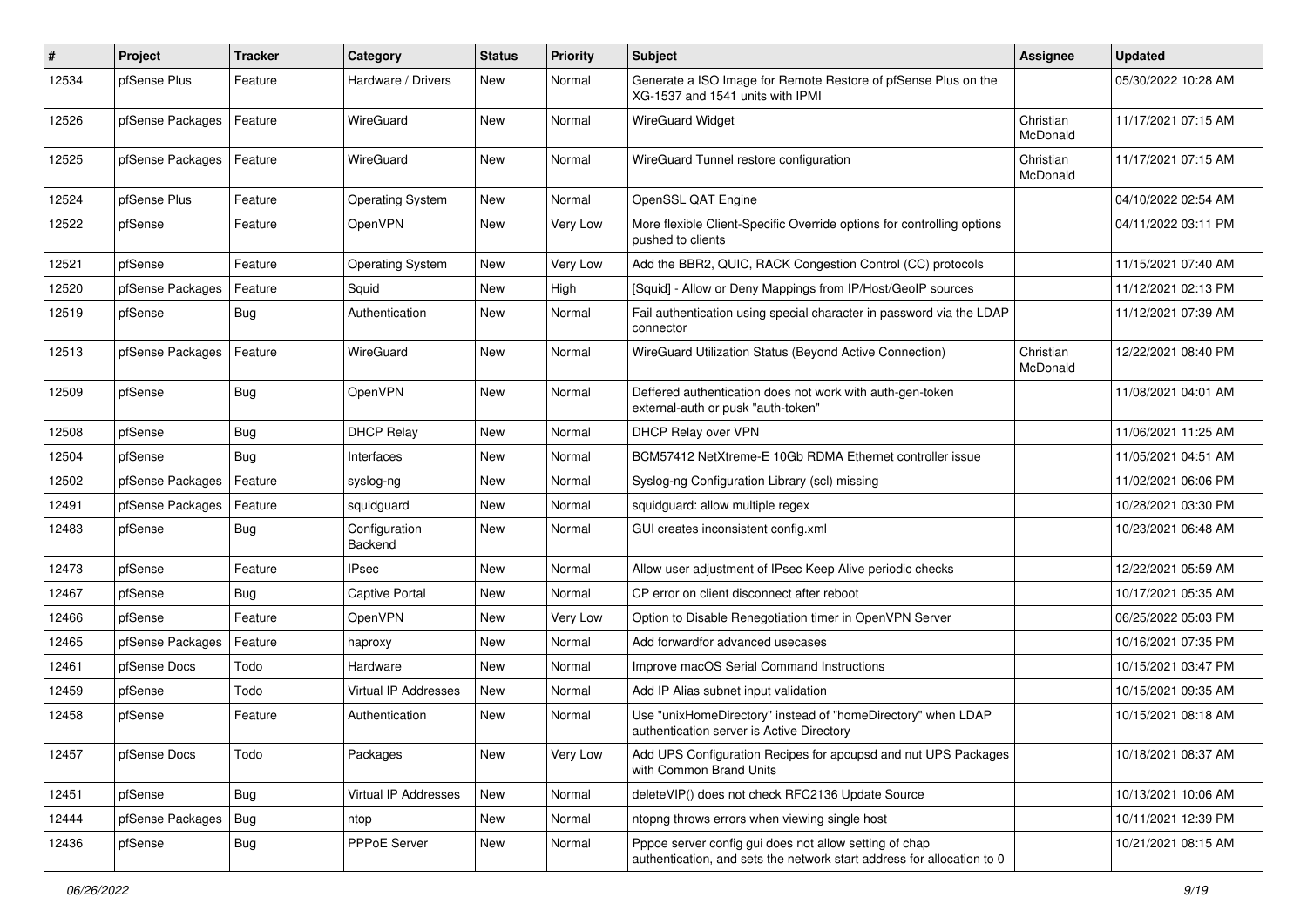| # | Project | Tracker | Category | Status | Priority | Subject | Assignee | Updated |
|---|---|---|---|---|---|---|---|---|
| 12534 | pfSense Plus | Feature | Hardware / Drivers | New | Normal | Generate a ISO Image for Remote Restore of pfSense Plus on the XG-1537 and 1541 units with IPMI | | 05/30/2022 10:28 AM |
| 12526 | pfSense Packages | Feature | WireGuard | New | Normal | WireGuard Widget | Christian McDonald | 11/17/2021 07:15 AM |
| 12525 | pfSense Packages | Feature | WireGuard | New | Normal | WireGuard Tunnel restore configuration | Christian McDonald | 11/17/2021 07:15 AM |
| 12524 | pfSense Plus | Feature | Operating System | New | Normal | OpenSSL QAT Engine | | 04/10/2022 02:54 AM |
| 12522 | pfSense | Feature | OpenVPN | New | Very Low | More flexible Client-Specific Override options for controlling options pushed to clients | | 04/11/2022 03:11 PM |
| 12521 | pfSense | Feature | Operating System | New | Very Low | Add the BBR2, QUIC, RACK Congestion Control (CC) protocols | | 11/15/2021 07:40 AM |
| 12520 | pfSense Packages | Feature | Squid | New | High | [Squid] - Allow or Deny Mappings from IP/Host/GeoIP sources | | 11/12/2021 02:13 PM |
| 12519 | pfSense | Bug | Authentication | New | Normal | Fail authentication using special character in password via the LDAP connector | | 11/12/2021 07:39 AM |
| 12513 | pfSense Packages | Feature | WireGuard | New | Normal | WireGuard Utilization Status (Beyond Active Connection) | Christian McDonald | 12/22/2021 08:40 PM |
| 12509 | pfSense | Bug | OpenVPN | New | Normal | Deffered authentication does not work with auth-gen-token external-auth or pusk "auth-token" | | 11/08/2021 04:01 AM |
| 12508 | pfSense | Bug | DHCP Relay | New | Normal | DHCP Relay over VPN | | 11/06/2021 11:25 AM |
| 12504 | pfSense | Bug | Interfaces | New | Normal | BCM57412 NetXtreme-E 10Gb RDMA Ethernet controller issue | | 11/05/2021 04:51 AM |
| 12502 | pfSense Packages | Feature | syslog-ng | New | Normal | Syslog-ng Configuration Library (scl) missing | | 11/02/2021 06:06 PM |
| 12491 | pfSense Packages | Feature | squidguard | New | Normal | squidguard: allow multiple regex | | 10/28/2021 03:30 PM |
| 12483 | pfSense | Bug | Configuration Backend | New | Normal | GUI creates inconsistent config.xml | | 10/23/2021 06:48 AM |
| 12473 | pfSense | Feature | IPsec | New | Normal | Allow user adjustment of IPsec Keep Alive periodic checks | | 12/22/2021 05:59 AM |
| 12467 | pfSense | Bug | Captive Portal | New | Normal | CP error on client disconnect after reboot | | 10/17/2021 05:35 AM |
| 12466 | pfSense | Feature | OpenVPN | New | Very Low | Option to Disable Renegotiation timer in OpenVPN Server | | 06/25/2022 05:03 PM |
| 12465 | pfSense Packages | Feature | haproxy | New | Normal | Add forwardfor advanced usecases | | 10/16/2021 07:35 PM |
| 12461 | pfSense Docs | Todo | Hardware | New | Normal | Improve macOS Serial Command Instructions | | 10/15/2021 03:47 PM |
| 12459 | pfSense | Todo | Virtual IP Addresses | New | Normal | Add IP Alias subnet input validation | | 10/15/2021 09:35 AM |
| 12458 | pfSense | Feature | Authentication | New | Normal | Use "unixHomeDirectory" instead of "homeDirectory" when LDAP authentication server is Active Directory | | 10/15/2021 08:18 AM |
| 12457 | pfSense Docs | Todo | Packages | New | Very Low | Add UPS Configuration Recipes for apcupsd and nut UPS Packages with Common Brand Units | | 10/18/2021 08:37 AM |
| 12451 | pfSense | Bug | Virtual IP Addresses | New | Normal | deleteVIP() does not check RFC2136 Update Source | | 10/13/2021 10:06 AM |
| 12444 | pfSense Packages | Bug | ntop | New | Normal | ntopng throws errors when viewing single host | | 10/11/2021 12:39 PM |
| 12436 | pfSense | Bug | PPPoE Server | New | Normal | Pppoe server config gui does not allow setting of chap authentication, and sets the network start address for allocation to 0 | | 10/21/2021 08:15 AM |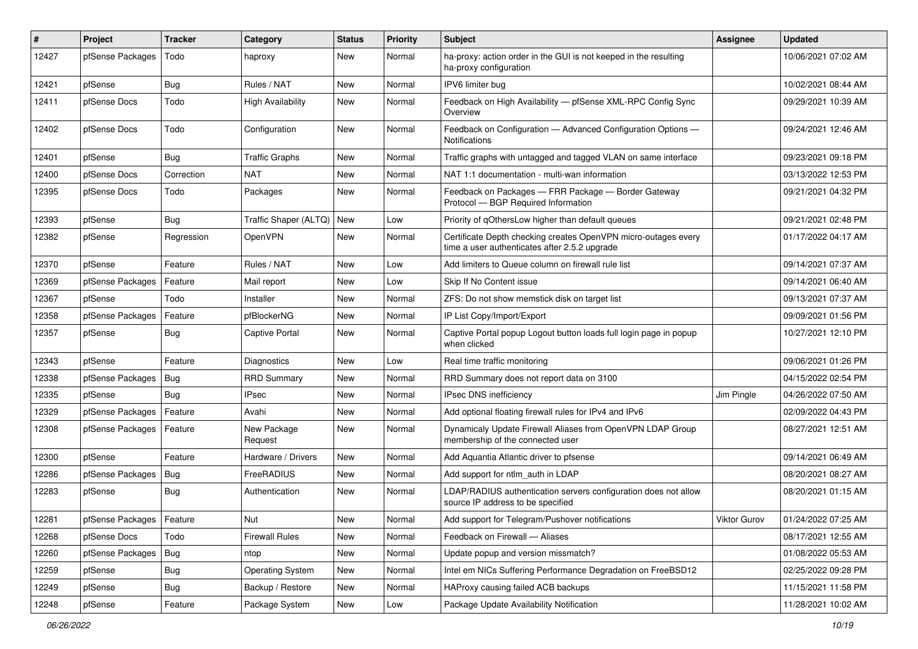| # | Project | Tracker | Category | Status | Priority | Subject | Assignee | Updated |
|---|---|---|---|---|---|---|---|---|
| 12427 | pfSense Packages | Todo | haproxy | New | Normal | ha-proxy: action order in the GUI is not keeped in the resulting ha-proxy configuration | | 10/06/2021 07:02 AM |
| 12421 | pfSense | Bug | Rules / NAT | New | Normal | IPV6 limiter bug | | 10/02/2021 08:44 AM |
| 12411 | pfSense Docs | Todo | High Availability | New | Normal | Feedback on High Availability — pfSense XML-RPC Config Sync Overview | | 09/29/2021 10:39 AM |
| 12402 | pfSense Docs | Todo | Configuration | New | Normal | Feedback on Configuration — Advanced Configuration Options — Notifications | | 09/24/2021 12:46 AM |
| 12401 | pfSense | Bug | Traffic Graphs | New | Normal | Traffic graphs with untagged and tagged VLAN on same interface | | 09/23/2021 09:18 PM |
| 12400 | pfSense Docs | Correction | NAT | New | Normal | NAT 1:1 documentation - multi-wan information | | 03/13/2022 12:53 PM |
| 12395 | pfSense Docs | Todo | Packages | New | Normal | Feedback on Packages — FRR Package — Border Gateway Protocol — BGP Required Information | | 09/21/2021 04:32 PM |
| 12393 | pfSense | Bug | Traffic Shaper (ALTQ) | New | Low | Priority of qOthersLow higher than default queues | | 09/21/2021 02:48 PM |
| 12382 | pfSense | Regression | OpenVPN | New | Normal | Certificate Depth checking creates OpenVPN micro-outages every time a user authenticates after 2.5.2 upgrade | | 01/17/2022 04:17 AM |
| 12370 | pfSense | Feature | Rules / NAT | New | Low | Add limiters to Queue column on firewall rule list | | 09/14/2021 07:37 AM |
| 12369 | pfSense Packages | Feature | Mail report | New | Low | Skip If No Content issue | | 09/14/2021 06:40 AM |
| 12367 | pfSense | Todo | Installer | New | Normal | ZFS: Do not show memstick disk on target list | | 09/13/2021 07:37 AM |
| 12358 | pfSense Packages | Feature | pfBlockerNG | New | Normal | IP List Copy/Import/Export | | 09/09/2021 01:56 PM |
| 12357 | pfSense | Bug | Captive Portal | New | Normal | Captive Portal popup Logout button loads full login page in popup when clicked | | 10/27/2021 12:10 PM |
| 12343 | pfSense | Feature | Diagnostics | New | Low | Real time traffic monitoring | | 09/06/2021 01:26 PM |
| 12338 | pfSense Packages | Bug | RRD Summary | New | Normal | RRD Summary does not report data on 3100 | | 04/15/2022 02:54 PM |
| 12335 | pfSense | Bug | IPsec | New | Normal | IPsec DNS inefficiency | Jim Pingle | 04/26/2022 07:50 AM |
| 12329 | pfSense Packages | Feature | Avahi | New | Normal | Add optional floating firewall rules for IPv4 and IPv6 | | 02/09/2022 04:43 PM |
| 12308 | pfSense Packages | Feature | New Package Request | New | Normal | Dynamicaly Update Firewall Aliases from OpenVPN LDAP Group membership of the connected user | | 08/27/2021 12:51 AM |
| 12300 | pfSense | Feature | Hardware / Drivers | New | Normal | Add Aquantia Atlantic driver to pfsense | | 09/14/2021 06:49 AM |
| 12286 | pfSense Packages | Bug | FreeRADIUS | New | Normal | Add support for ntlm_auth in LDAP | | 08/20/2021 08:27 AM |
| 12283 | pfSense | Bug | Authentication | New | Normal | LDAP/RADIUS authentication servers configuration does not allow source IP address to be specified | | 08/20/2021 01:15 AM |
| 12281 | pfSense Packages | Feature | Nut | New | Normal | Add support for Telegram/Pushover notifications | Viktor Gurov | 01/24/2022 07:25 AM |
| 12268 | pfSense Docs | Todo | Firewall Rules | New | Normal | Feedback on Firewall — Aliases | | 08/17/2021 12:55 AM |
| 12260 | pfSense Packages | Bug | ntop | New | Normal | Update popup and version missmatch? | | 01/08/2022 05:53 AM |
| 12259 | pfSense | Bug | Operating System | New | Normal | Intel em NICs Suffering Performance Degradation on FreeBSD12 | | 02/25/2022 09:28 PM |
| 12249 | pfSense | Bug | Backup / Restore | New | Normal | HAProxy causing failed ACB backups | | 11/15/2021 11:58 PM |
| 12248 | pfSense | Feature | Package System | New | Low | Package Update Availability Notification | | 11/28/2021 10:02 AM |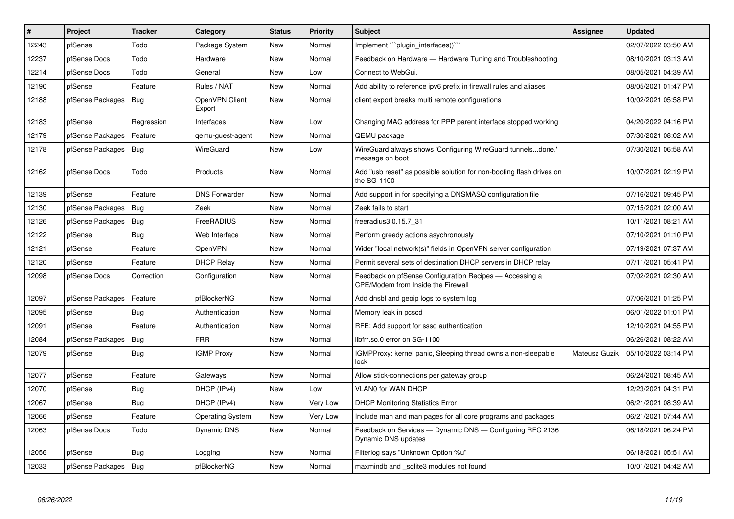| # | Project | Tracker | Category | Status | Priority | Subject | Assignee | Updated |
|---|---|---|---|---|---|---|---|---|
| 12243 | pfSense | Todo | Package System | New | Normal | Implement ```plugin_interfaces()``` | | 02/07/2022 03:50 AM |
| 12237 | pfSense Docs | Todo | Hardware | New | Normal | Feedback on Hardware — Hardware Tuning and Troubleshooting | | 08/10/2021 03:13 AM |
| 12214 | pfSense Docs | Todo | General | New | Low | Connect to WebGui. | | 08/05/2021 04:39 AM |
| 12190 | pfSense | Feature | Rules / NAT | New | Normal | Add ability to reference ipv6 prefix in firewall rules and aliases | | 08/05/2021 01:47 PM |
| 12188 | pfSense Packages | Bug | OpenVPN Client Export | New | Normal | client export breaks multi remote configurations | | 10/02/2021 05:58 PM |
| 12183 | pfSense | Regression | Interfaces | New | Low | Changing MAC address for PPP parent interface stopped working | | 04/20/2022 04:16 PM |
| 12179 | pfSense Packages | Feature | qemu-guest-agent | New | Normal | QEMU package | | 07/30/2021 08:02 AM |
| 12178 | pfSense Packages | Bug | WireGuard | New | Low | WireGuard always shows 'Configuring WireGuard tunnels...done.' message on boot | | 07/30/2021 06:58 AM |
| 12162 | pfSense Docs | Todo | Products | New | Normal | Add "usb reset" as possible solution for non-booting flash drives on the SG-1100 | | 10/07/2021 02:19 PM |
| 12139 | pfSense | Feature | DNS Forwarder | New | Normal | Add support in for specifying a DNSMASQ configuration file | | 07/16/2021 09:45 PM |
| 12130 | pfSense Packages | Bug | Zeek | New | Normal | Zeek fails to start | | 07/15/2021 02:00 AM |
| 12126 | pfSense Packages | Bug | FreeRADIUS | New | Normal | freeradius3 0.15.7_31 | | 10/11/2021 08:21 AM |
| 12122 | pfSense | Bug | Web Interface | New | Normal | Perform greedy actions asychronously | | 07/10/2021 01:10 PM |
| 12121 | pfSense | Feature | OpenVPN | New | Normal | Wider "local network(s)" fields in OpenVPN server configuration | | 07/19/2021 07:37 AM |
| 12120 | pfSense | Feature | DHCP Relay | New | Normal | Permit several sets of destination DHCP servers in DHCP relay | | 07/11/2021 05:41 PM |
| 12098 | pfSense Docs | Correction | Configuration | New | Normal | Feedback on pfSense Configuration Recipes — Accessing a CPE/Modem from Inside the Firewall | | 07/02/2021 02:30 AM |
| 12097 | pfSense Packages | Feature | pfBlockerNG | New | Normal | Add dnsbl and geoip logs to system log | | 07/06/2021 01:25 PM |
| 12095 | pfSense | Bug | Authentication | New | Normal | Memory leak in pcscd | | 06/01/2022 01:01 PM |
| 12091 | pfSense | Feature | Authentication | New | Normal | RFE: Add support for sssd authentication | | 12/10/2021 04:55 PM |
| 12084 | pfSense Packages | Bug | FRR | New | Normal | libfrr.so.0 error on SG-1100 | | 06/26/2021 08:22 AM |
| 12079 | pfSense | Bug | IGMP Proxy | New | Normal | IGMPProxy: kernel panic, Sleeping thread owns a non-sleepable lock | Mateusz Guzik | 05/10/2022 03:14 PM |
| 12077 | pfSense | Feature | Gateways | New | Normal | Allow stick-connections per gateway group | | 06/24/2021 08:45 AM |
| 12070 | pfSense | Bug | DHCP (IPv4) | New | Low | VLAN0 for WAN DHCP | | 12/23/2021 04:31 PM |
| 12067 | pfSense | Bug | DHCP (IPv4) | New | Very Low | DHCP Monitoring Statistics Error | | 06/21/2021 08:39 AM |
| 12066 | pfSense | Feature | Operating System | New | Very Low | Include man and man pages for all core programs and packages | | 06/21/2021 07:44 AM |
| 12063 | pfSense Docs | Todo | Dynamic DNS | New | Normal | Feedback on Services — Dynamic DNS — Configuring RFC 2136 Dynamic DNS updates | | 06/18/2021 06:24 PM |
| 12056 | pfSense | Bug | Logging | New | Normal | Filterlog says "Unknown Option %u" | | 06/18/2021 05:51 AM |
| 12033 | pfSense Packages | Bug | pfBlockerNG | New | Normal | maxmindb and _sqlite3 modules not found | | 10/01/2021 04:42 AM |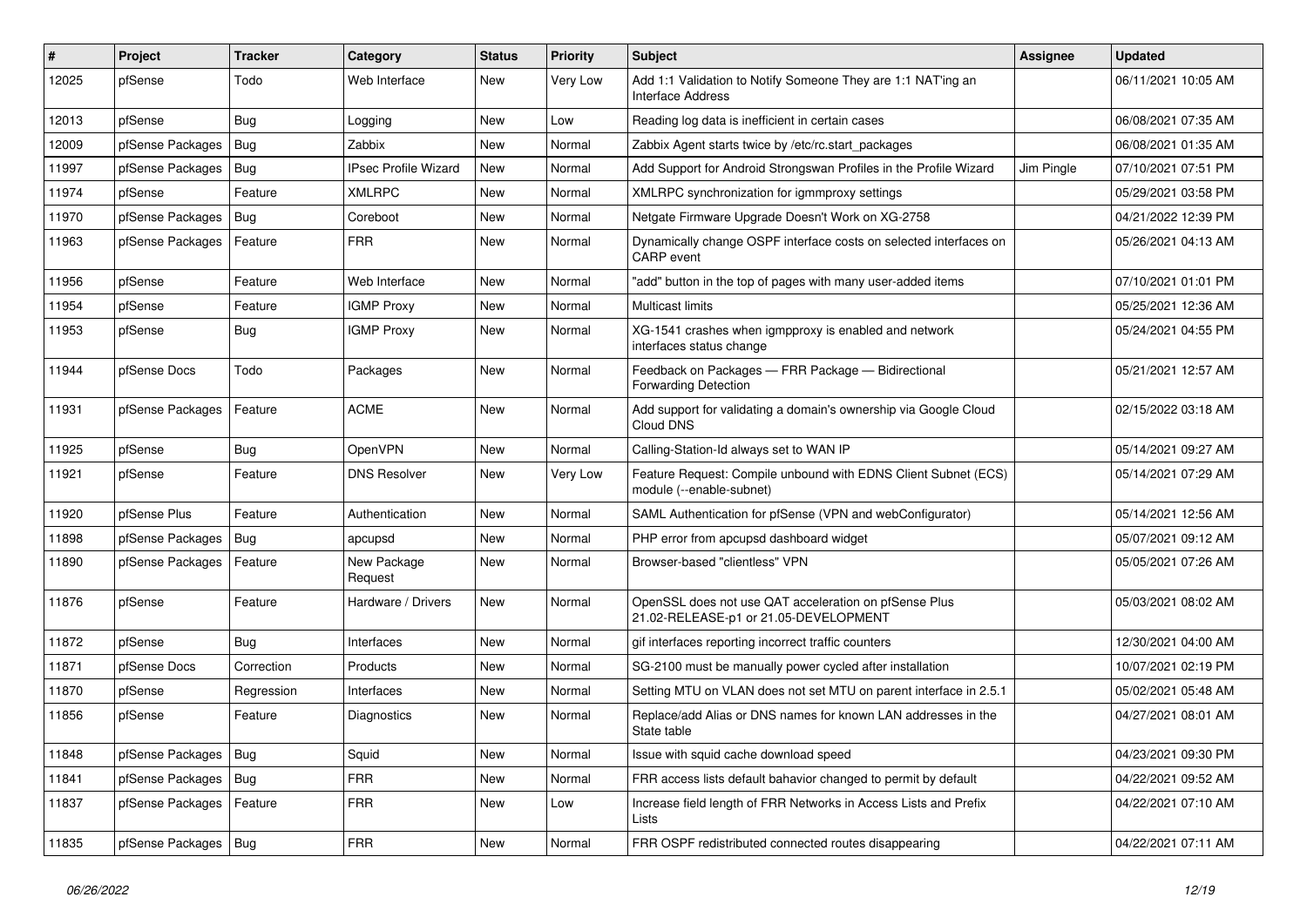| # | Project | Tracker | Category | Status | Priority | Subject | Assignee | Updated |
|---|---|---|---|---|---|---|---|---|
| 12025 | pfSense | Todo | Web Interface | New | Very Low | Add 1:1 Validation to Notify Someone They are 1:1 NAT'ing an Interface Address | | 06/11/2021 10:05 AM |
| 12013 | pfSense | Bug | Logging | New | Low | Reading log data is inefficient in certain cases | | 06/08/2021 07:35 AM |
| 12009 | pfSense Packages | Bug | Zabbix | New | Normal | Zabbix Agent starts twice by /etc/rc.start_packages | | 06/08/2021 01:35 AM |
| 11997 | pfSense Packages | Bug | IPsec Profile Wizard | New | Normal | Add Support for Android Strongswan Profiles in the Profile Wizard | Jim Pingle | 07/10/2021 07:51 PM |
| 11974 | pfSense | Feature | XMLRPC | New | Normal | XMLRPC synchronization for igmmproxy settings | | 05/29/2021 03:58 PM |
| 11970 | pfSense Packages | Bug | Coreboot | New | Normal | Netgate Firmware Upgrade Doesn't Work on XG-2758 | | 04/21/2022 12:39 PM |
| 11963 | pfSense Packages | Feature | FRR | New | Normal | Dynamically change OSPF interface costs on selected interfaces on CARP event | | 05/26/2021 04:13 AM |
| 11956 | pfSense | Feature | Web Interface | New | Normal | "add" button in the top of pages with many user-added items | | 07/10/2021 01:01 PM |
| 11954 | pfSense | Feature | IGMP Proxy | New | Normal | Multicast limits | | 05/25/2021 12:36 AM |
| 11953 | pfSense | Bug | IGMP Proxy | New | Normal | XG-1541 crashes when igmpproxy is enabled and network interfaces status change | | 05/24/2021 04:55 PM |
| 11944 | pfSense Docs | Todo | Packages | New | Normal | Feedback on Packages — FRR Package — Bidirectional Forwarding Detection | | 05/21/2021 12:57 AM |
| 11931 | pfSense Packages | Feature | ACME | New | Normal | Add support for validating a domain's ownership via Google Cloud Cloud DNS | | 02/15/2022 03:18 AM |
| 11925 | pfSense | Bug | OpenVPN | New | Normal | Calling-Station-Id always set to WAN IP | | 05/14/2021 09:27 AM |
| 11921 | pfSense | Feature | DNS Resolver | New | Very Low | Feature Request: Compile unbound with EDNS Client Subnet (ECS) module (--enable-subnet) | | 05/14/2021 07:29 AM |
| 11920 | pfSense Plus | Feature | Authentication | New | Normal | SAML Authentication for pfSense (VPN and webConfigurator) | | 05/14/2021 12:56 AM |
| 11898 | pfSense Packages | Bug | apcupsd | New | Normal | PHP error from apcupsd dashboard widget | | 05/07/2021 09:12 AM |
| 11890 | pfSense Packages | Feature | New Package Request | New | Normal | Browser-based "clientless" VPN | | 05/05/2021 07:26 AM |
| 11876 | pfSense | Feature | Hardware / Drivers | New | Normal | OpenSSL does not use QAT acceleration on pfSense Plus 21.02-RELEASE-p1 or 21.05-DEVELOPMENT | | 05/03/2021 08:02 AM |
| 11872 | pfSense | Bug | Interfaces | New | Normal | gif interfaces reporting incorrect traffic counters | | 12/30/2021 04:00 AM |
| 11871 | pfSense Docs | Correction | Products | New | Normal | SG-2100 must be manually power cycled after installation | | 10/07/2021 02:19 PM |
| 11870 | pfSense | Regression | Interfaces | New | Normal | Setting MTU on VLAN does not set MTU on parent interface in 2.5.1 | | 05/02/2021 05:48 AM |
| 11856 | pfSense | Feature | Diagnostics | New | Normal | Replace/add Alias or DNS names for known LAN addresses in the State table | | 04/27/2021 08:01 AM |
| 11848 | pfSense Packages | Bug | Squid | New | Normal | Issue with squid cache download speed | | 04/23/2021 09:30 PM |
| 11841 | pfSense Packages | Bug | FRR | New | Normal | FRR access lists default bahavior changed to permit by default | | 04/22/2021 09:52 AM |
| 11837 | pfSense Packages | Feature | FRR | New | Low | Increase field length of FRR Networks in Access Lists and Prefix Lists | | 04/22/2021 07:10 AM |
| 11835 | pfSense Packages | Bug | FRR | New | Normal | FRR OSPF redistributed connected routes disappearing | | 04/22/2021 07:11 AM |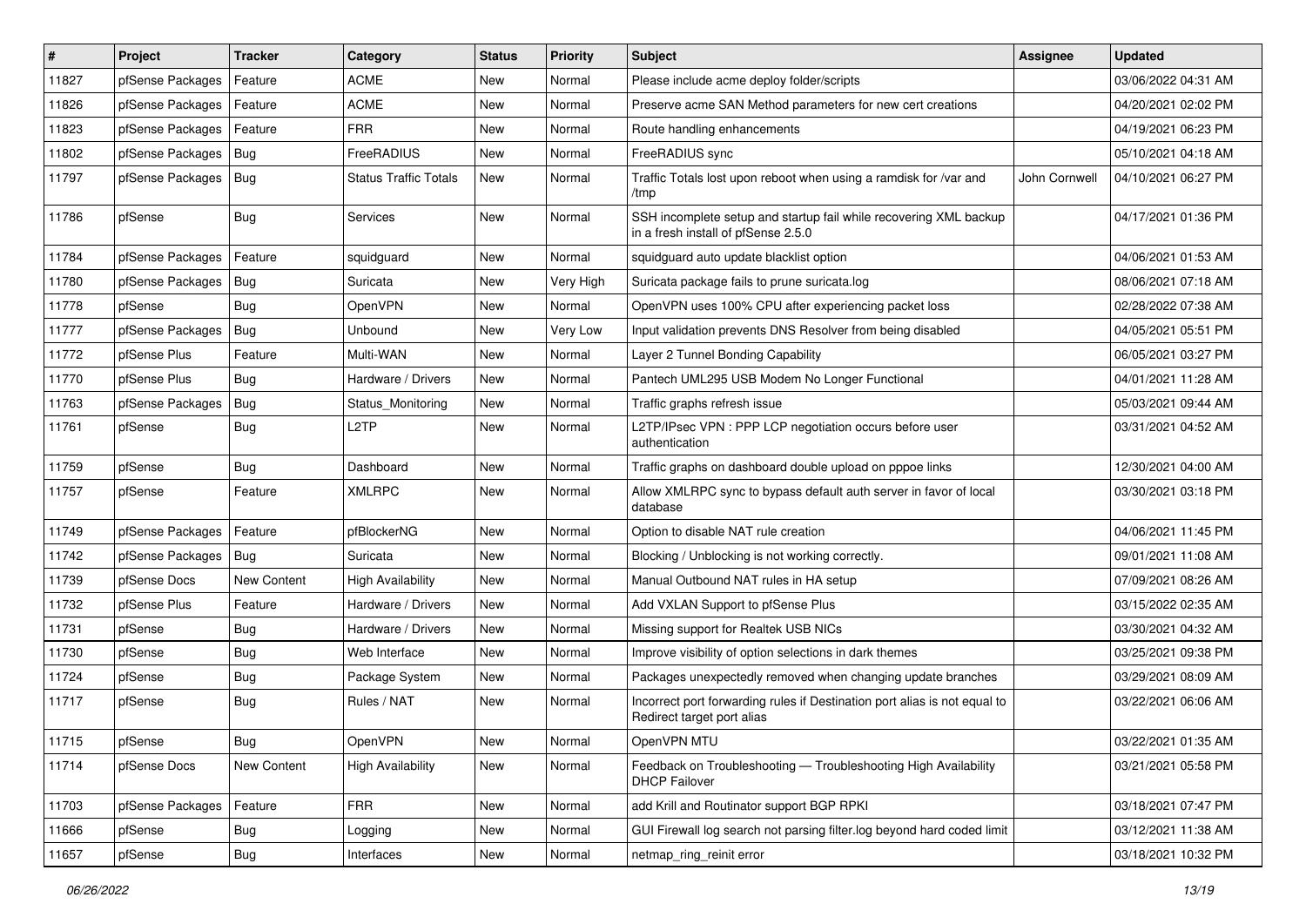| # | Project | Tracker | Category | Status | Priority | Subject | Assignee | Updated |
|---|---|---|---|---|---|---|---|---|
| 11827 | pfSense Packages | Feature | ACME | New | Normal | Please include acme deploy folder/scripts | | 03/06/2022 04:31 AM |
| 11826 | pfSense Packages | Feature | ACME | New | Normal | Preserve acme SAN Method parameters for new cert creations | | 04/20/2021 02:02 PM |
| 11823 | pfSense Packages | Feature | FRR | New | Normal | Route handling enhancements | | 04/19/2021 06:23 PM |
| 11802 | pfSense Packages | Bug | FreeRADIUS | New | Normal | FreeRADIUS sync | | 05/10/2021 04:18 AM |
| 11797 | pfSense Packages | Bug | Status Traffic Totals | New | Normal | Traffic Totals lost upon reboot when using a ramdisk for /var and /tmp | John Cornwell | 04/10/2021 06:27 PM |
| 11786 | pfSense | Bug | Services | New | Normal | SSH incomplete setup and startup fail while recovering XML backup in a fresh install of pfSense 2.5.0 | | 04/17/2021 01:36 PM |
| 11784 | pfSense Packages | Feature | squidguard | New | Normal | squidguard auto update blacklist option | | 04/06/2021 01:53 AM |
| 11780 | pfSense Packages | Bug | Suricata | New | Very High | Suricata package fails to prune suricata.log | | 08/06/2021 07:18 AM |
| 11778 | pfSense | Bug | OpenVPN | New | Normal | OpenVPN uses 100% CPU after experiencing packet loss | | 02/28/2022 07:38 AM |
| 11777 | pfSense Packages | Bug | Unbound | New | Very Low | Input validation prevents DNS Resolver from being disabled | | 04/05/2021 05:51 PM |
| 11772 | pfSense Plus | Feature | Multi-WAN | New | Normal | Layer 2 Tunnel Bonding Capability | | 06/05/2021 03:27 PM |
| 11770 | pfSense Plus | Bug | Hardware / Drivers | New | Normal | Pantech UML295 USB Modem No Longer Functional | | 04/01/2021 11:28 AM |
| 11763 | pfSense Packages | Bug | Status_Monitoring | New | Normal | Traffic graphs refresh issue | | 05/03/2021 09:44 AM |
| 11761 | pfSense | Bug | L2TP | New | Normal | L2TP/IPsec VPN : PPP LCP negotiation occurs before user authentication | | 03/31/2021 04:52 AM |
| 11759 | pfSense | Bug | Dashboard | New | Normal | Traffic graphs on dashboard double upload on pppoe links | | 12/30/2021 04:00 AM |
| 11757 | pfSense | Feature | XMLRPC | New | Normal | Allow XMLRPC sync to bypass default auth server in favor of local database | | 03/30/2021 03:18 PM |
| 11749 | pfSense Packages | Feature | pfBlockerNG | New | Normal | Option to disable NAT rule creation | | 04/06/2021 11:45 PM |
| 11742 | pfSense Packages | Bug | Suricata | New | Normal | Blocking / Unblocking is not working correctly. | | 09/01/2021 11:08 AM |
| 11739 | pfSense Docs | New Content | High Availability | New | Normal | Manual Outbound NAT rules in HA setup | | 07/09/2021 08:26 AM |
| 11732 | pfSense Plus | Feature | Hardware / Drivers | New | Normal | Add VXLAN Support to pfSense Plus | | 03/15/2022 02:35 AM |
| 11731 | pfSense | Bug | Hardware / Drivers | New | Normal | Missing support for Realtek USB NICs | | 03/30/2021 04:32 AM |
| 11730 | pfSense | Bug | Web Interface | New | Normal | Improve visibility of option selections in dark themes | | 03/25/2021 09:38 PM |
| 11724 | pfSense | Bug | Package System | New | Normal | Packages unexpectedly removed when changing update branches | | 03/29/2021 08:09 AM |
| 11717 | pfSense | Bug | Rules / NAT | New | Normal | Incorrect port forwarding rules if Destination port alias is not equal to Redirect target port alias | | 03/22/2021 06:06 AM |
| 11715 | pfSense | Bug | OpenVPN | New | Normal | OpenVPN MTU | | 03/22/2021 01:35 AM |
| 11714 | pfSense Docs | New Content | High Availability | New | Normal | Feedback on Troubleshooting — Troubleshooting High Availability DHCP Failover | | 03/21/2021 05:58 PM |
| 11703 | pfSense Packages | Feature | FRR | New | Normal | add Krill and Routinator support BGP RPKI | | 03/18/2021 07:47 PM |
| 11666 | pfSense | Bug | Logging | New | Normal | GUI Firewall log search not parsing filter.log beyond hard coded limit | | 03/12/2021 11:38 AM |
| 11657 | pfSense | Bug | Interfaces | New | Normal | netmap_ring_reinit error | | 03/18/2021 10:32 PM |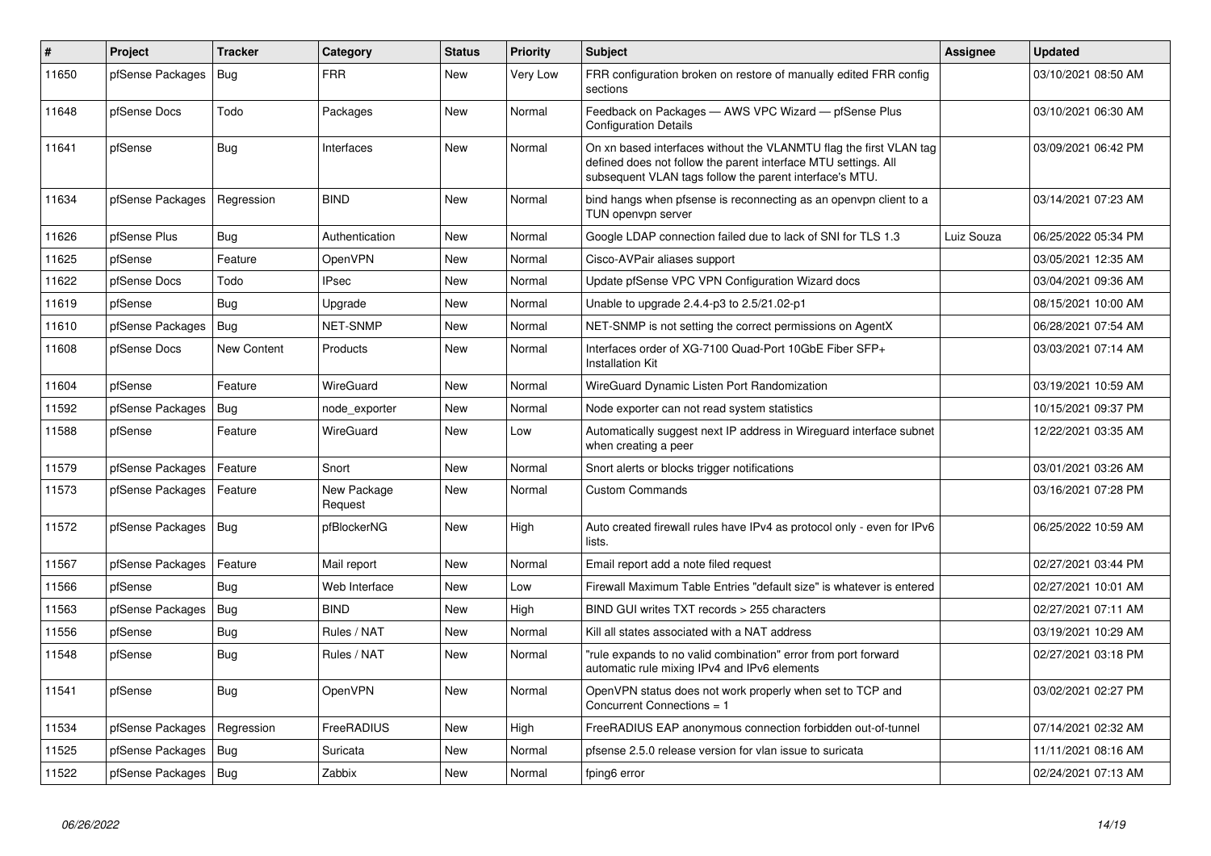| # | Project | Tracker | Category | Status | Priority | Subject | Assignee | Updated |
|---|---|---|---|---|---|---|---|---|
| 11650 | pfSense Packages | Bug | FRR | New | Very Low | FRR configuration broken on restore of manually edited FRR config sections | | 03/10/2021 08:50 AM |
| 11648 | pfSense Docs | Todo | Packages | New | Normal | Feedback on Packages — AWS VPC Wizard — pfSense Plus Configuration Details | | 03/10/2021 06:30 AM |
| 11641 | pfSense | Bug | Interfaces | New | Normal | On xn based interfaces without the VLANMTU flag the first VLAN tag defined does not follow the parent interface MTU settings. All subsequent VLAN tags follow the parent interface's MTU. | | 03/09/2021 06:42 PM |
| 11634 | pfSense Packages | Regression | BIND | New | Normal | bind hangs when pfsense is reconnecting as an openvpn client to a TUN openvpn server | | 03/14/2021 07:23 AM |
| 11626 | pfSense Plus | Bug | Authentication | New | Normal | Google LDAP connection failed due to lack of SNI for TLS 1.3 | Luiz Souza | 06/25/2022 05:34 PM |
| 11625 | pfSense | Feature | OpenVPN | New | Normal | Cisco-AVPair aliases support | | 03/05/2021 12:35 AM |
| 11622 | pfSense Docs | Todo | IPsec | New | Normal | Update pfSense VPC VPN Configuration Wizard docs | | 03/04/2021 09:36 AM |
| 11619 | pfSense | Bug | Upgrade | New | Normal | Unable to upgrade 2.4.4-p3 to 2.5/21.02-p1 | | 08/15/2021 10:00 AM |
| 11610 | pfSense Packages | Bug | NET-SNMP | New | Normal | NET-SNMP is not setting the correct permissions on AgentX | | 06/28/2021 07:54 AM |
| 11608 | pfSense Docs | New Content | Products | New | Normal | Interfaces order of XG-7100 Quad-Port 10GbE Fiber SFP+ Installation Kit | | 03/03/2021 07:14 AM |
| 11604 | pfSense | Feature | WireGuard | New | Normal | WireGuard Dynamic Listen Port Randomization | | 03/19/2021 10:59 AM |
| 11592 | pfSense Packages | Bug | node_exporter | New | Normal | Node exporter can not read system statistics | | 10/15/2021 09:37 PM |
| 11588 | pfSense | Feature | WireGuard | New | Low | Automatically suggest next IP address in Wireguard interface subnet when creating a peer | | 12/22/2021 03:35 AM |
| 11579 | pfSense Packages | Feature | Snort | New | Normal | Snort alerts or blocks trigger notifications | | 03/01/2021 03:26 AM |
| 11573 | pfSense Packages | Feature | New Package Request | New | Normal | Custom Commands | | 03/16/2021 07:28 PM |
| 11572 | pfSense Packages | Bug | pfBlockerNG | New | High | Auto created firewall rules have IPv4 as protocol only - even for IPv6 lists. | | 06/25/2022 10:59 AM |
| 11567 | pfSense Packages | Feature | Mail report | New | Normal | Email report add a note filed request | | 02/27/2021 03:44 PM |
| 11566 | pfSense | Bug | Web Interface | New | Low | Firewall Maximum Table Entries "default size" is whatever is entered | | 02/27/2021 10:01 AM |
| 11563 | pfSense Packages | Bug | BIND | New | High | BIND GUI writes TXT records > 255 characters | | 02/27/2021 07:11 AM |
| 11556 | pfSense | Bug | Rules / NAT | New | Normal | Kill all states associated with a NAT address | | 03/19/2021 10:29 AM |
| 11548 | pfSense | Bug | Rules / NAT | New | Normal | "rule expands to no valid combination" error from port forward automatic rule mixing IPv4 and IPv6 elements | | 02/27/2021 03:18 PM |
| 11541 | pfSense | Bug | OpenVPN | New | Normal | OpenVPN status does not work properly when set to TCP and Concurrent Connections = 1 | | 03/02/2021 02:27 PM |
| 11534 | pfSense Packages | Regression | FreeRADIUS | New | High | FreeRADIUS EAP anonymous connection forbidden out-of-tunnel | | 07/14/2021 02:32 AM |
| 11525 | pfSense Packages | Bug | Suricata | New | Normal | pfsense 2.5.0 release version for vlan issue to suricata | | 11/11/2021 08:16 AM |
| 11522 | pfSense Packages | Bug | Zabbix | New | Normal | fping6 error | | 02/24/2021 07:13 AM |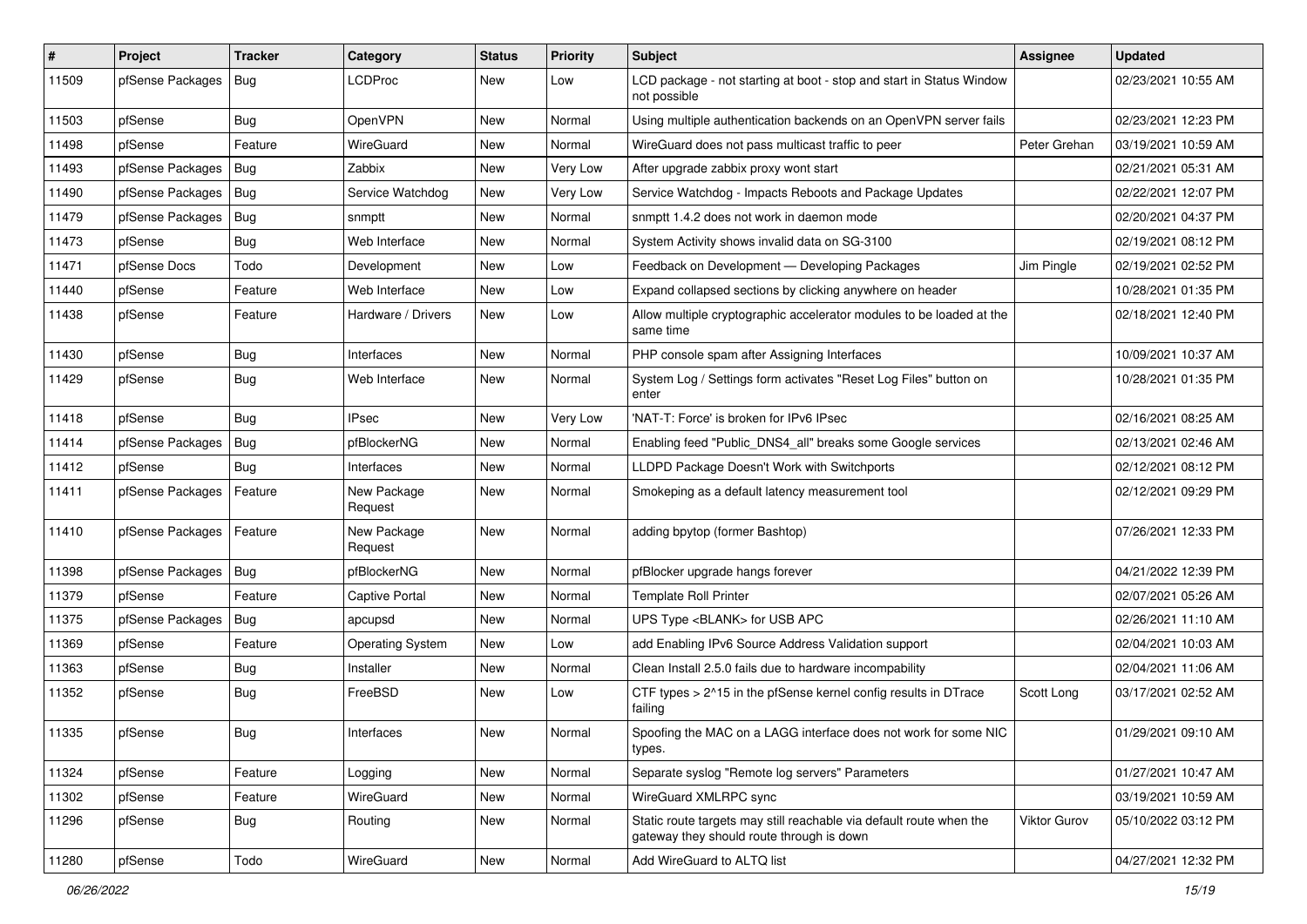| # | Project | Tracker | Category | Status | Priority | Subject | Assignee | Updated |
|---|---|---|---|---|---|---|---|---|
| 11509 | pfSense Packages | Bug | LCDProc | New | Low | LCD package - not starting at boot - stop and start in Status Window not possible | | 02/23/2021 10:55 AM |
| 11503 | pfSense | Bug | OpenVPN | New | Normal | Using multiple authentication backends on an OpenVPN server fails | | 02/23/2021 12:23 PM |
| 11498 | pfSense | Feature | WireGuard | New | Normal | WireGuard does not pass multicast traffic to peer | Peter Grehan | 03/19/2021 10:59 AM |
| 11493 | pfSense Packages | Bug | Zabbix | New | Very Low | After upgrade zabbix proxy wont start | | 02/21/2021 05:31 AM |
| 11490 | pfSense Packages | Bug | Service Watchdog | New | Very Low | Service Watchdog - Impacts Reboots and Package Updates | | 02/22/2021 12:07 PM |
| 11479 | pfSense Packages | Bug | snmptt | New | Normal | snmptt 1.4.2 does not work in daemon mode | | 02/20/2021 04:37 PM |
| 11473 | pfSense | Bug | Web Interface | New | Normal | System Activity shows invalid data on SG-3100 | | 02/19/2021 08:12 PM |
| 11471 | pfSense Docs | Todo | Development | New | Low | Feedback on Development — Developing Packages | Jim Pingle | 02/19/2021 02:52 PM |
| 11440 | pfSense | Feature | Web Interface | New | Low | Expand collapsed sections by clicking anywhere on header | | 10/28/2021 01:35 PM |
| 11438 | pfSense | Feature | Hardware / Drivers | New | Low | Allow multiple cryptographic accelerator modules to be loaded at the same time | | 02/18/2021 12:40 PM |
| 11430 | pfSense | Bug | Interfaces | New | Normal | PHP console spam after Assigning Interfaces | | 10/09/2021 10:37 AM |
| 11429 | pfSense | Bug | Web Interface | New | Normal | System Log / Settings form activates "Reset Log Files" button on enter | | 10/28/2021 01:35 PM |
| 11418 | pfSense | Bug | IPsec | New | Very Low | 'NAT-T: Force' is broken for IPv6 IPsec | | 02/16/2021 08:25 AM |
| 11414 | pfSense Packages | Bug | pfBlockerNG | New | Normal | Enabling feed "Public_DNS4_all" breaks some Google services | | 02/13/2021 02:46 AM |
| 11412 | pfSense | Bug | Interfaces | New | Normal | LLDPD Package Doesn't Work with Switchports | | 02/12/2021 08:12 PM |
| 11411 | pfSense Packages | Feature | New Package Request | New | Normal | Smokeping as a default latency measurement tool | | 02/12/2021 09:29 PM |
| 11410 | pfSense Packages | Feature | New Package Request | New | Normal | adding bpytop (former Bashtop) | | 07/26/2021 12:33 PM |
| 11398 | pfSense Packages | Bug | pfBlockerNG | New | Normal | pfBlocker upgrade hangs forever | | 04/21/2022 12:39 PM |
| 11379 | pfSense | Feature | Captive Portal | New | Normal | Template Roll Printer | | 02/07/2021 05:26 AM |
| 11375 | pfSense Packages | Bug | apcupsd | New | Normal | UPS Type <BLANK> for USB APC | | 02/26/2021 11:10 AM |
| 11369 | pfSense | Feature | Operating System | New | Low | add Enabling IPv6 Source Address Validation support | | 02/04/2021 10:03 AM |
| 11363 | pfSense | Bug | Installer | New | Normal | Clean Install 2.5.0 fails due to hardware incompability | | 02/04/2021 11:06 AM |
| 11352 | pfSense | Bug | FreeBSD | New | Low | CTF types > 2^15 in the pfSense kernel config results in DTrace failing | Scott Long | 03/17/2021 02:52 AM |
| 11335 | pfSense | Bug | Interfaces | New | Normal | Spoofing the MAC on a LAGG interface does not work for some NIC types. | | 01/29/2021 09:10 AM |
| 11324 | pfSense | Feature | Logging | New | Normal | Separate syslog "Remote log servers" Parameters | | 01/27/2021 10:47 AM |
| 11302 | pfSense | Feature | WireGuard | New | Normal | WireGuard XMLRPC sync | | 03/19/2021 10:59 AM |
| 11296 | pfSense | Bug | Routing | New | Normal | Static route targets may still reachable via default route when the gateway they should route through is down | Viktor Gurov | 05/10/2022 03:12 PM |
| 11280 | pfSense | Todo | WireGuard | New | Normal | Add WireGuard to ALTQ list | | 04/27/2021 12:32 PM |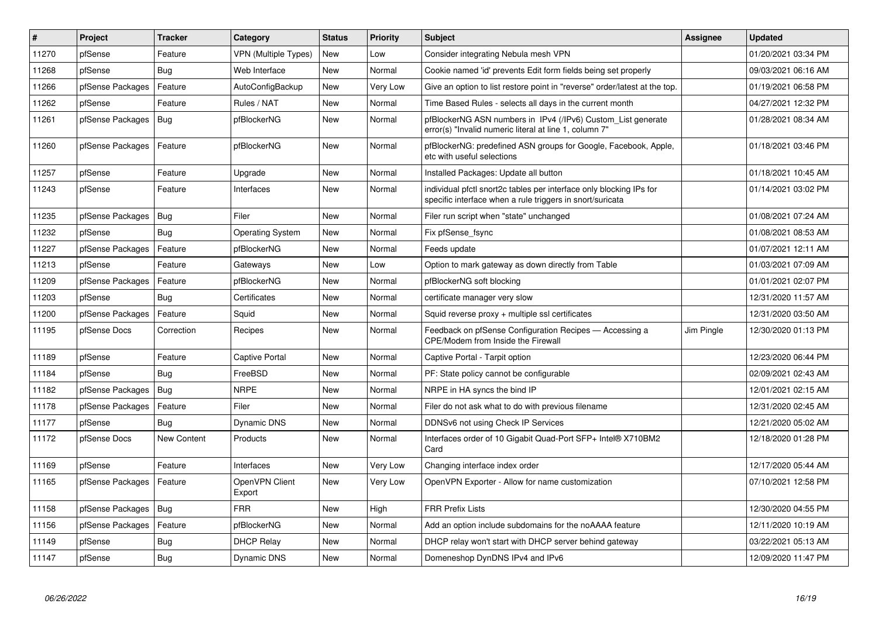| # | Project | Tracker | Category | Status | Priority | Subject | Assignee | Updated |
|---|---|---|---|---|---|---|---|---|
| 11270 | pfSense | Feature | VPN (Multiple Types) | New | Low | Consider integrating Nebula mesh VPN | | 01/20/2021 03:34 PM |
| 11268 | pfSense | Bug | Web Interface | New | Normal | Cookie named 'id' prevents Edit form fields being set properly | | 09/03/2021 06:16 AM |
| 11266 | pfSense Packages | Feature | AutoConfigBackup | New | Very Low | Give an option to list restore point in "reverse" order/latest at the top. | | 01/19/2021 06:58 PM |
| 11262 | pfSense | Feature | Rules / NAT | New | Normal | Time Based Rules - selects all days in the current month | | 04/27/2021 12:32 PM |
| 11261 | pfSense Packages | Bug | pfBlockerNG | New | Normal | pfBlockerNG ASN numbers in IPv4 (/IPv6) Custom_List generate error(s) "Invalid numeric literal at line 1, column 7" | | 01/28/2021 08:34 AM |
| 11260 | pfSense Packages | Feature | pfBlockerNG | New | Normal | pfBlockerNG: predefined ASN groups for Google, Facebook, Apple, etc with useful selections | | 01/18/2021 03:46 PM |
| 11257 | pfSense | Feature | Upgrade | New | Normal | Installed Packages: Update all button | | 01/18/2021 10:45 AM |
| 11243 | pfSense | Feature | Interfaces | New | Normal | individual pfctl snort2c tables per interface only blocking IPs for specific interface when a rule triggers in snort/suricata | | 01/14/2021 03:02 PM |
| 11235 | pfSense Packages | Bug | Filer | New | Normal | Filer run script when "state" unchanged | | 01/08/2021 07:24 AM |
| 11232 | pfSense | Bug | Operating System | New | Normal | Fix pfSense_fsync | | 01/08/2021 08:53 AM |
| 11227 | pfSense Packages | Feature | pfBlockerNG | New | Normal | Feeds update | | 01/07/2021 12:11 AM |
| 11213 | pfSense | Feature | Gateways | New | Low | Option to mark gateway as down directly from Table | | 01/03/2021 07:09 AM |
| 11209 | pfSense Packages | Feature | pfBlockerNG | New | Normal | pfBlockerNG soft blocking | | 01/01/2021 02:07 PM |
| 11203 | pfSense | Bug | Certificates | New | Normal | certificate manager very slow | | 12/31/2020 11:57 AM |
| 11200 | pfSense Packages | Feature | Squid | New | Normal | Squid reverse proxy + multiple ssl certificates | | 12/31/2020 03:50 AM |
| 11195 | pfSense Docs | Correction | Recipes | New | Normal | Feedback on pfSense Configuration Recipes — Accessing a CPE/Modem from Inside the Firewall | Jim Pingle | 12/30/2020 01:13 PM |
| 11189 | pfSense | Feature | Captive Portal | New | Normal | Captive Portal - Tarpit option | | 12/23/2020 06:44 PM |
| 11184 | pfSense | Bug | FreeBSD | New | Normal | PF: State policy cannot be configurable | | 02/09/2021 02:43 AM |
| 11182 | pfSense Packages | Bug | NRPE | New | Normal | NRPE in HA syncs the bind IP | | 12/01/2021 02:15 AM |
| 11178 | pfSense Packages | Feature | Filer | New | Normal | Filer do not ask what to do with previous filename | | 12/31/2020 02:45 AM |
| 11177 | pfSense | Bug | Dynamic DNS | New | Normal | DDNSv6 not using Check IP Services | | 12/21/2020 05:02 AM |
| 11172 | pfSense Docs | New Content | Products | New | Normal | Interfaces order of 10 Gigabit Quad-Port SFP+ Intel® X710BM2 Card | | 12/18/2020 01:28 PM |
| 11169 | pfSense | Feature | Interfaces | New | Very Low | Changing interface index order | | 12/17/2020 05:44 AM |
| 11165 | pfSense Packages | Feature | OpenVPN Client Export | New | Very Low | OpenVPN Exporter - Allow for name customization | | 07/10/2021 12:58 PM |
| 11158 | pfSense Packages | Bug | FRR | New | High | FRR Prefix Lists | | 12/30/2020 04:55 PM |
| 11156 | pfSense Packages | Feature | pfBlockerNG | New | Normal | Add an option include subdomains for the noAAAA feature | | 12/11/2020 10:19 AM |
| 11149 | pfSense | Bug | DHCP Relay | New | Normal | DHCP relay won't start with DHCP server behind gateway | | 03/22/2021 05:13 AM |
| 11147 | pfSense | Bug | Dynamic DNS | New | Normal | Domeneshop DynDNS IPv4 and IPv6 | | 12/09/2020 11:47 PM |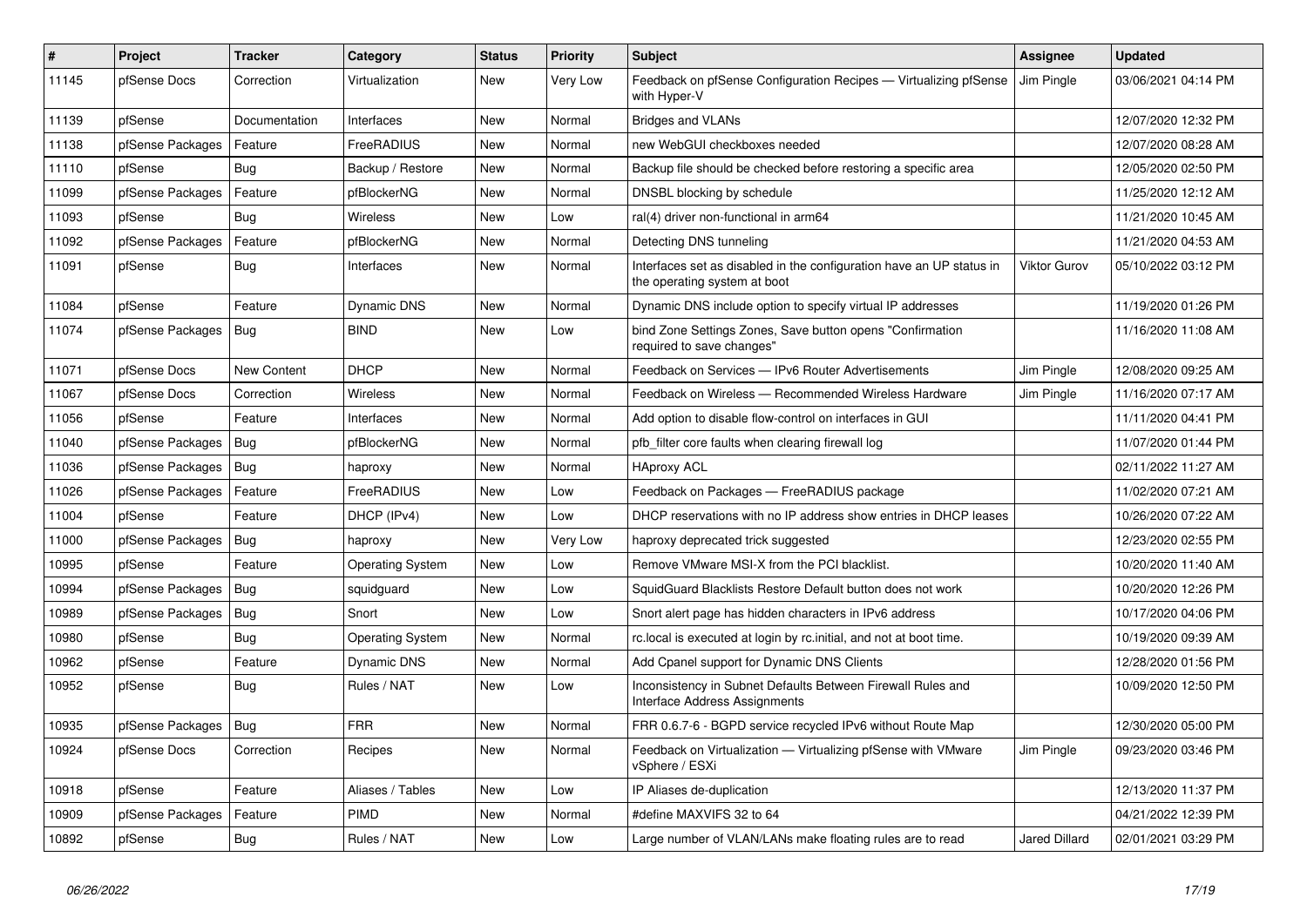| # | Project | Tracker | Category | Status | Priority | Subject | Assignee | Updated |
|---|---|---|---|---|---|---|---|---|
| 11145 | pfSense Docs | Correction | Virtualization | New | Very Low | Feedback on pfSense Configuration Recipes — Virtualizing pfSense with Hyper-V | Jim Pingle | 03/06/2021 04:14 PM |
| 11139 | pfSense | Documentation | Interfaces | New | Normal | Bridges and VLANs | | 12/07/2020 12:32 PM |
| 11138 | pfSense Packages | Feature | FreeRADIUS | New | Normal | new WebGUI checkboxes needed | | 12/07/2020 08:28 AM |
| 11110 | pfSense | Bug | Backup / Restore | New | Normal | Backup file should be checked before restoring a specific area | | 12/05/2020 02:50 PM |
| 11099 | pfSense Packages | Feature | pfBlockerNG | New | Normal | DNSBL blocking by schedule | | 11/25/2020 12:12 AM |
| 11093 | pfSense | Bug | Wireless | New | Low | ral(4) driver non-functional in arm64 | | 11/21/2020 10:45 AM |
| 11092 | pfSense Packages | Feature | pfBlockerNG | New | Normal | Detecting DNS tunneling | | 11/21/2020 04:53 AM |
| 11091 | pfSense | Bug | Interfaces | New | Normal | Interfaces set as disabled in the configuration have an UP status in the operating system at boot | Viktor Gurov | 05/10/2022 03:12 PM |
| 11084 | pfSense | Feature | Dynamic DNS | New | Normal | Dynamic DNS include option to specify virtual IP addresses | | 11/19/2020 01:26 PM |
| 11074 | pfSense Packages | Bug | BIND | New | Low | bind Zone Settings Zones, Save button opens "Confirmation required to save changes" | | 11/16/2020 11:08 AM |
| 11071 | pfSense Docs | New Content | DHCP | New | Normal | Feedback on Services — IPv6 Router Advertisements | Jim Pingle | 12/08/2020 09:25 AM |
| 11067 | pfSense Docs | Correction | Wireless | New | Normal | Feedback on Wireless — Recommended Wireless Hardware | Jim Pingle | 11/16/2020 07:17 AM |
| 11056 | pfSense | Feature | Interfaces | New | Normal | Add option to disable flow-control on interfaces in GUI | | 11/11/2020 04:41 PM |
| 11040 | pfSense Packages | Bug | pfBlockerNG | New | Normal | pfb_filter core faults when clearing firewall log | | 11/07/2020 01:44 PM |
| 11036 | pfSense Packages | Bug | haproxy | New | Normal | HAproxy ACL | | 02/11/2022 11:27 AM |
| 11026 | pfSense Packages | Feature | FreeRADIUS | New | Low | Feedback on Packages — FreeRADIUS package | | 11/02/2020 07:21 AM |
| 11004 | pfSense | Feature | DHCP (IPv4) | New | Low | DHCP reservations with no IP address show entries in DHCP leases | | 10/26/2020 07:22 AM |
| 11000 | pfSense Packages | Bug | haproxy | New | Very Low | haproxy deprecated trick suggested | | 12/23/2020 02:55 PM |
| 10995 | pfSense | Feature | Operating System | New | Low | Remove VMware MSI-X from the PCI blacklist. | | 10/20/2020 11:40 AM |
| 10994 | pfSense Packages | Bug | squidguard | New | Low | SquidGuard Blacklists Restore Default button does not work | | 10/20/2020 12:26 PM |
| 10989 | pfSense Packages | Bug | Snort | New | Low | Snort alert page has hidden characters in IPv6 address | | 10/17/2020 04:06 PM |
| 10980 | pfSense | Bug | Operating System | New | Normal | rc.local is executed at login by rc.initial, and not at boot time. | | 10/19/2020 09:39 AM |
| 10962 | pfSense | Feature | Dynamic DNS | New | Normal | Add Cpanel support for Dynamic DNS Clients | | 12/28/2020 01:56 PM |
| 10952 | pfSense | Bug | Rules / NAT | New | Low | Inconsistency in Subnet Defaults Between Firewall Rules and Interface Address Assignments | | 10/09/2020 12:50 PM |
| 10935 | pfSense Packages | Bug | FRR | New | Normal | FRR 0.6.7-6 - BGPD service recycled IPv6 without Route Map | | 12/30/2020 05:00 PM |
| 10924 | pfSense Docs | Correction | Recipes | New | Normal | Feedback on Virtualization — Virtualizing pfSense with VMware vSphere / ESXi | Jim Pingle | 09/23/2020 03:46 PM |
| 10918 | pfSense | Feature | Aliases / Tables | New | Low | IP Aliases de-duplication | | 12/13/2020 11:37 PM |
| 10909 | pfSense Packages | Feature | PIMD | New | Normal | #define MAXVIFS 32 to 64 | | 04/21/2022 12:39 PM |
| 10892 | pfSense | Bug | Rules / NAT | New | Low | Large number of VLAN/LANs make floating rules are to read | Jared Dillard | 02/01/2021 03:29 PM |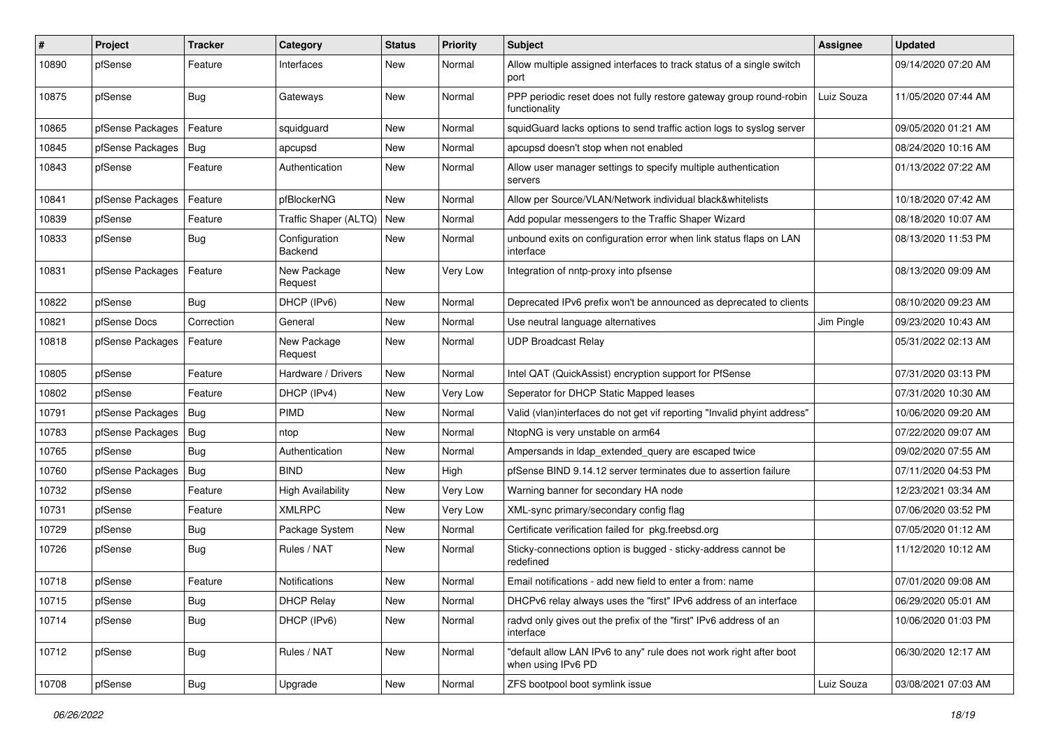| # | Project | Tracker | Category | Status | Priority | Subject | Assignee | Updated |
|---|---|---|---|---|---|---|---|---|
| 10890 | pfSense | Feature | Interfaces | New | Normal | Allow multiple assigned interfaces to track status of a single switch port | | 09/14/2020 07:20 AM |
| 10875 | pfSense | Bug | Gateways | New | Normal | PPP periodic reset does not fully restore gateway group round-robin functionality | Luiz Souza | 11/05/2020 07:44 AM |
| 10865 | pfSense Packages | Feature | squidguard | New | Normal | squidGuard lacks options to send traffic action logs to syslog server | | 09/05/2020 01:21 AM |
| 10845 | pfSense Packages | Bug | apcupsd | New | Normal | apcupsd doesn't stop when not enabled | | 08/24/2020 10:16 AM |
| 10843 | pfSense | Feature | Authentication | New | Normal | Allow user manager settings to specify multiple authentication servers | | 01/13/2022 07:22 AM |
| 10841 | pfSense Packages | Feature | pfBlockerNG | New | Normal | Allow per Source/VLAN/Network individual black&whitelists | | 10/18/2020 07:42 AM |
| 10839 | pfSense | Feature | Traffic Shaper (ALTQ) | New | Normal | Add popular messengers to the Traffic Shaper Wizard | | 08/18/2020 10:07 AM |
| 10833 | pfSense | Bug | Configuration Backend | New | Normal | unbound exits on configuration error when link status flaps on LAN interface | | 08/13/2020 11:53 PM |
| 10831 | pfSense Packages | Feature | New Package Request | New | Very Low | Integration of nntp-proxy into pfsense | | 08/13/2020 09:09 AM |
| 10822 | pfSense | Bug | DHCP (IPv6) | New | Normal | Deprecated IPv6 prefix won't be announced as deprecated to clients | | 08/10/2020 09:23 AM |
| 10821 | pfSense Docs | Correction | General | New | Normal | Use neutral language alternatives | Jim Pingle | 09/23/2020 10:43 AM |
| 10818 | pfSense Packages | Feature | New Package Request | New | Normal | UDP Broadcast Relay | | 05/31/2022 02:13 AM |
| 10805 | pfSense | Feature | Hardware / Drivers | New | Normal | Intel QAT (QuickAssist) encryption support for PfSense | | 07/31/2020 03:13 PM |
| 10802 | pfSense | Feature | DHCP (IPv4) | New | Very Low | Seperator for DHCP Static Mapped leases | | 07/31/2020 10:30 AM |
| 10791 | pfSense Packages | Bug | PIMD | New | Normal | Valid (vlan)interfaces do not get vif reporting "Invalid phyint address" | | 10/06/2020 09:20 AM |
| 10783 | pfSense Packages | Bug | ntop | New | Normal | NtopNG is very unstable on arm64 | | 07/22/2020 09:07 AM |
| 10765 | pfSense | Bug | Authentication | New | Normal | Ampersands in ldap_extended_query are escaped twice | | 09/02/2020 07:55 AM |
| 10760 | pfSense Packages | Bug | BIND | New | High | pfSense BIND 9.14.12 server terminates due to assertion failure | | 07/11/2020 04:53 PM |
| 10732 | pfSense | Feature | High Availability | New | Very Low | Warning banner for secondary HA node | | 12/23/2021 03:34 AM |
| 10731 | pfSense | Feature | XMLRPC | New | Very Low | XML-sync primary/secondary config flag | | 07/06/2020 03:52 PM |
| 10729 | pfSense | Bug | Package System | New | Normal | Certificate verification failed for pkg.freebsd.org | | 07/05/2020 01:12 AM |
| 10726 | pfSense | Bug | Rules / NAT | New | Normal | Sticky-connections option is bugged - sticky-address cannot be redefined | | 11/12/2020 10:12 AM |
| 10718 | pfSense | Feature | Notifications | New | Normal | Email notifications - add new field to enter a from: name | | 07/01/2020 09:08 AM |
| 10715 | pfSense | Bug | DHCP Relay | New | Normal | DHCPv6 relay always uses the "first" IPv6 address of an interface | | 06/29/2020 05:01 AM |
| 10714 | pfSense | Bug | DHCP (IPv6) | New | Normal | radvd only gives out the prefix of the "first" IPv6 address of an interface | | 10/06/2020 01:03 PM |
| 10712 | pfSense | Bug | Rules / NAT | New | Normal | "default allow LAN IPv6 to any" rule does not work right after boot when using IPv6 PD | | 06/30/2020 12:17 AM |
| 10708 | pfSense | Bug | Upgrade | New | Normal | ZFS bootpool boot symlink issue | Luiz Souza | 03/08/2021 07:03 AM |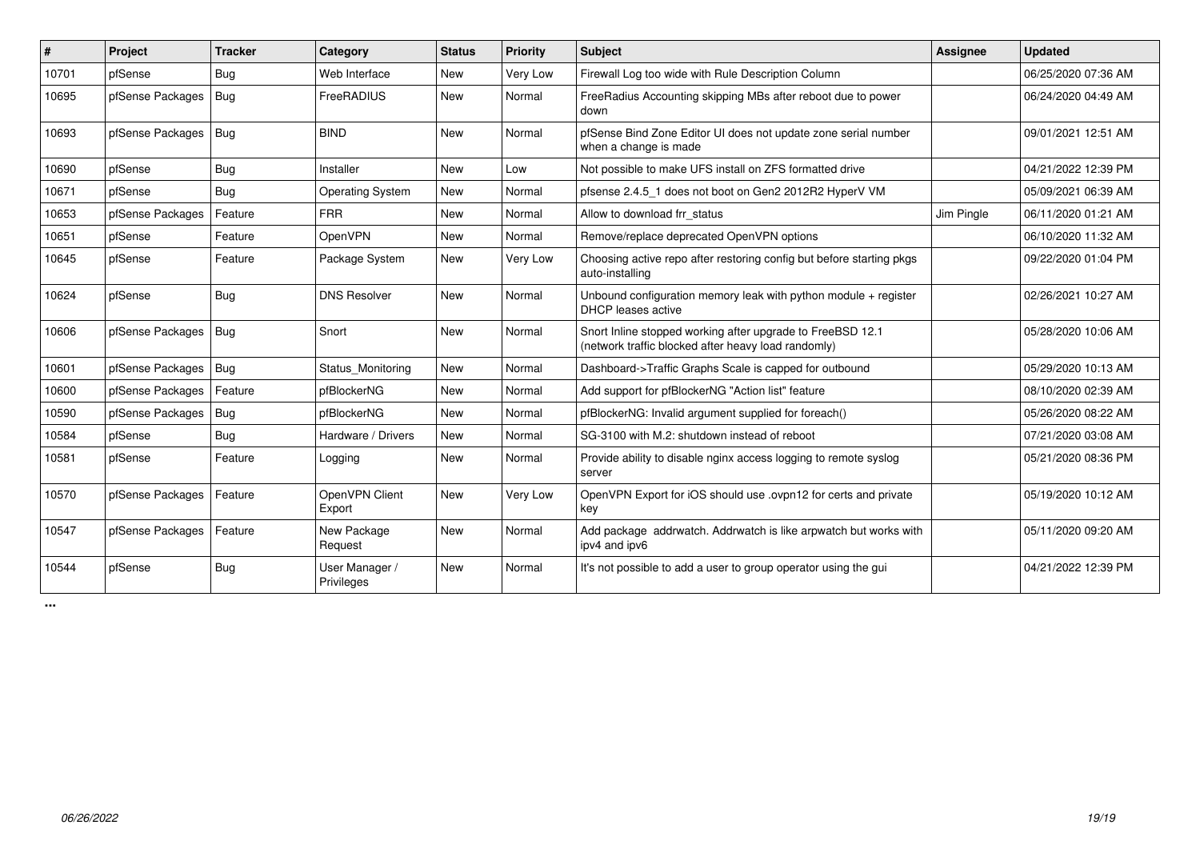| # | Project | Tracker | Category | Status | Priority | Subject | Assignee | Updated |
|---|---|---|---|---|---|---|---|---|
| 10701 | pfSense | Bug | Web Interface | New | Very Low | Firewall Log too wide with Rule Description Column | | 06/25/2020 07:36 AM |
| 10695 | pfSense Packages | Bug | FreeRADIUS | New | Normal | FreeRadius Accounting skipping MBs after reboot due to power down | | 06/24/2020 04:49 AM |
| 10693 | pfSense Packages | Bug | BIND | New | Normal | pfSense Bind Zone Editor UI does not update zone serial number when a change is made | | 09/01/2021 12:51 AM |
| 10690 | pfSense | Bug | Installer | New | Low | Not possible to make UFS install on ZFS formatted drive | | 04/21/2022 12:39 PM |
| 10671 | pfSense | Bug | Operating System | New | Normal | pfsense 2.4.5_1 does not boot on Gen2 2012R2 HyperV VM | | 05/09/2021 06:39 AM |
| 10653 | pfSense Packages | Feature | FRR | New | Normal | Allow to download frr_status | Jim Pingle | 06/11/2020 01:21 AM |
| 10651 | pfSense | Feature | OpenVPN | New | Normal | Remove/replace deprecated OpenVPN options | | 06/10/2020 11:32 AM |
| 10645 | pfSense | Feature | Package System | New | Very Low | Choosing active repo after restoring config but before starting pkgs auto-installing | | 09/22/2020 01:04 PM |
| 10624 | pfSense | Bug | DNS Resolver | New | Normal | Unbound configuration memory leak with python module + register DHCP leases active | | 02/26/2021 10:27 AM |
| 10606 | pfSense Packages | Bug | Snort | New | Normal | Snort Inline stopped working after upgrade to FreeBSD 12.1 (network traffic blocked after heavy load randomly) | | 05/28/2020 10:06 AM |
| 10601 | pfSense Packages | Bug | Status_Monitoring | New | Normal | Dashboard->Traffic Graphs Scale is capped for outbound | | 05/29/2020 10:13 AM |
| 10600 | pfSense Packages | Feature | pfBlockerNG | New | Normal | Add support for pfBlockerNG "Action list" feature | | 08/10/2020 02:39 AM |
| 10590 | pfSense Packages | Bug | pfBlockerNG | New | Normal | pfBlockerNG: Invalid argument supplied for foreach() | | 05/26/2020 08:22 AM |
| 10584 | pfSense | Bug | Hardware / Drivers | New | Normal | SG-3100 with M.2: shutdown instead of reboot | | 07/21/2020 03:08 AM |
| 10581 | pfSense | Feature | Logging | New | Normal | Provide ability to disable nginx access logging to remote syslog server | | 05/21/2020 08:36 PM |
| 10570 | pfSense Packages | Feature | OpenVPN Client Export | New | Very Low | OpenVPN Export for iOS should use .ovpn12 for certs and private key | | 05/19/2020 10:12 AM |
| 10547 | pfSense Packages | Feature | New Package Request | New | Normal | Add package addrwatch. Addrwatch is like arpwatch but works with ipv4 and ipv6 | | 05/11/2020 09:20 AM |
| 10544 | pfSense | Bug | User Manager / Privileges | New | Normal | It's not possible to add a user to group operator using the gui | | 04/21/2022 12:39 PM |

...